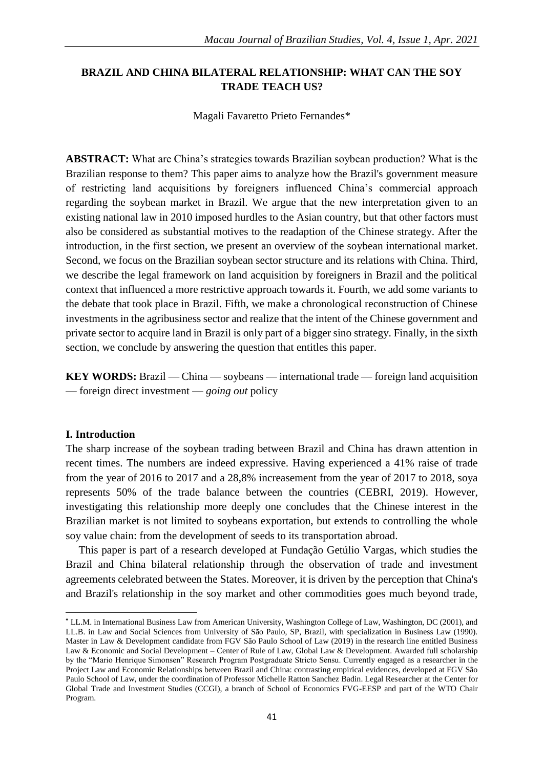## BRAZIL AND CHINA BILATERAL RELATIONSHIP: WHAT CAN THE SOY TRADE TEACH US?

Magali Favaretto Prieto Fernandes*

**ABSTRACT:** What are China's strategies towards Brazilian soybean production? What is the Brazilian response to them? This paper aims to analyze how the Brazil's government measure of restricting land acquisitions by foreigners influenced China's commercial approach regarding the soybean market in Brazil. We argue that the new interpretation given to an existing national law in 2010 imposed hurdles to the Asian country, but that other factors must also be considered as substantial motives to the readaption of the Chinese strategy. After the introduction, in the first section, we present an overview of the soybean international market. Second, we focus on the Brazilian soybean sector structure and its relations with China. Third, we describe the legal framework on land acquisition by foreigners in Brazil and the political context that influenced a more restrictive approach towards it. Fourth, we add some variants to the debate that took place in Brazil. Fifth, we make a chronological reconstruction of Chinese investments in the agribusiness sector and realize that the intent of the Chinese government and private sector to acquire land in Brazil is only part of a bigger sino strategy. Finally, in the sixth section, we conclude by answering the question that entitles this paper.

**KEY WORDS:** Brazil — China — soybeans — international trade — foreign land acquisition — foreign direct investment — *going out* policy

### I. Introduction

The sharp increase of the soybean trading between Brazil and China has drawn attention in recent times. The numbers are indeed expressive. Having experienced a 41% raise of trade from the year of 2016 to 2017 and a 28,8% increasement from the year of 2017 to 2018, soya represents 50% of the trade balance between the countries (CEBRI, 2019). However, investigating this relationship more deeply one concludes that the Chinese interest in the Brazilian market is not limited to soybeans exportation, but extends to controlling the whole soy value chain: from the development of seeds to its transportation abroad.

This paper is part of a research developed at Fundação Getúlio Vargas, which studies the Brazil and China bilateral relationship through the observation of trade and investment agreements celebrated between the States. Moreover, it is driven by the perception that China's and Brazil's relationship in the soy market and other commodities goes much beyond trade,

---

* LL.M. in International Business Law from American University, Washington College of Law, Washington, DC (2001), and LL.B. in Law and Social Sciences from University of São Paulo, SP, Brazil, with specialization in Business Law (1990). Master in Law & Development candidate from FGV São Paulo School of Law (2019) in the research line entitled Business Law & Economic and Social Development – Center of Rule of Law, Global Law & Development. Awarded full scholarship by the "Mario Henrique Simonsen" Research Program Postgraduate Stricto Sensu. Currently engaged as a researcher in the Project Law and Economic Relationships between Brazil and China: contrasting empirical evidences, developed at FGV São Paulo School of Law, under the coordination of Professor Michelle Ratton Sanchez Badin. Legal Researcher at the Center for Global Trade and Investment Studies (CCGI), a branch of School of Economics FVG-EESP and part of the WTO Chair Program.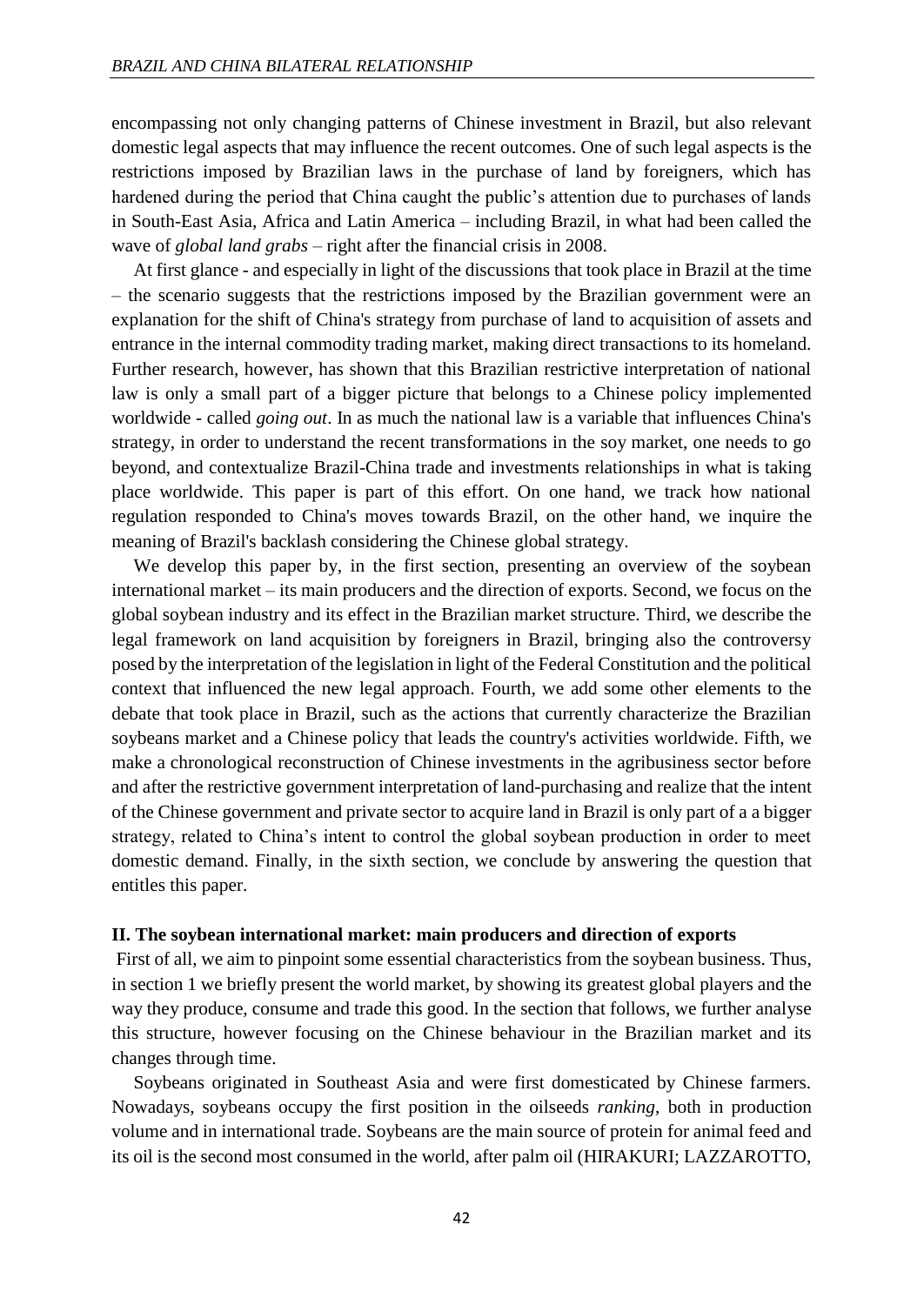encompassing not only changing patterns of Chinese investment in Brazil, but also relevant domestic legal aspects that may influence the recent outcomes. One of such legal aspects is the restrictions imposed by Brazilian laws in the purchase of land by foreigners, which has hardened during the period that China caught the public's attention due to purchases of lands in South-East Asia, Africa and Latin America – including Brazil, in what had been called the wave of *global land grabs* – right after the financial crisis in 2008.

At first glance - and especially in light of the discussions that took place in Brazil at the time – the scenario suggests that the restrictions imposed by the Brazilian government were an explanation for the shift of China's strategy from purchase of land to acquisition of assets and entrance in the internal commodity trading market, making direct transactions to its homeland. Further research, however, has shown that this Brazilian restrictive interpretation of national law is only a small part of a bigger picture that belongs to a Chinese policy implemented worldwide - called *going out*. In as much the national law is a variable that influences China's strategy, in order to understand the recent transformations in the soy market, one needs to go beyond, and contextualize Brazil-China trade and investments relationships in what is taking place worldwide. This paper is part of this effort. On one hand, we track how national regulation responded to China's moves towards Brazil, on the other hand, we inquire the meaning of Brazil's backlash considering the Chinese global strategy.

We develop this paper by, in the first section, presenting an overview of the soybean international market – its main producers and the direction of exports. Second, we focus on the global soybean industry and its effect in the Brazilian market structure. Third, we describe the legal framework on land acquisition by foreigners in Brazil, bringing also the controversy posed by the interpretation of the legislation in light of the Federal Constitution and the political context that influenced the new legal approach. Fourth, we add some other elements to the debate that took place in Brazil, such as the actions that currently characterize the Brazilian soybeans market and a Chinese policy that leads the country's activities worldwide. Fifth, we make a chronological reconstruction of Chinese investments in the agribusiness sector before and after the restrictive government interpretation of land-purchasing and realize that the intent of the Chinese government and private sector to acquire land in Brazil is only part of a a bigger strategy, related to China's intent to control the global soybean production in order to meet domestic demand. Finally, in the sixth section, we conclude by answering the question that entitles this paper.

## II. The soybean international market: main producers and direction of exports

First of all, we aim to pinpoint some essential characteristics from the soybean business. Thus, in section 1 we briefly present the world market, by showing its greatest global players and the way they produce, consume and trade this good. In the section that follows, we further analyse this structure, however focusing on the Chinese behaviour in the Brazilian market and its changes through time.

Soybeans originated in Southeast Asia and were first domesticated by Chinese farmers. Nowadays, soybeans occupy the first position in the oilseeds *ranking*, both in production volume and in international trade. Soybeans are the main source of protein for animal feed and its oil is the second most consumed in the world, after palm oil (HIRAKURI; LAZZAROTTO,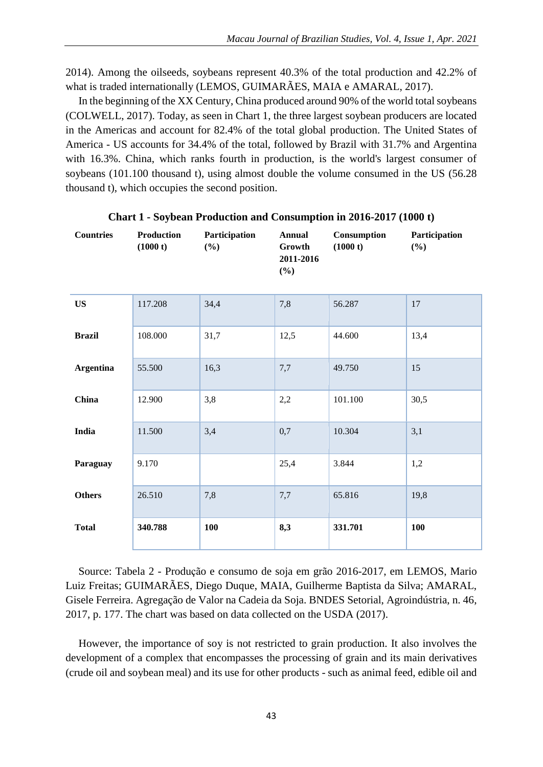2014). Among the oilseeds, soybeans represent 40.3% of the total production and 42.2% of what is traded internationally (LEMOS, GUIMARÃES, MAIA e AMARAL, 2017).

In the beginning of the XX Century, China produced around 90% of the world total soybeans (COLWELL, 2017). Today, as seen in Chart 1, the three largest soybean producers are located in the Americas and account for 82.4% of the total global production. The United States of America - US accounts for 34.4% of the total, followed by Brazil with 31.7% and Argentina with 16.3%. China, which ranks fourth in production, is the world's largest consumer of soybeans (101.100 thousand t), using almost double the volume consumed in the US (56.28 thousand t), which occupies the second position.

**Chart 1 - Soybean Production and Consumption in 2016-2017 (1000 t)**

| Countries | Production (1000 t) | Participation (%) | Annual Growth 2011-2016 (%) | Consumption (1000 t) | Participation (%) |
|---|---|---|---|---|---|
| **US** | 117.208 | 34,4 | 7,8 | 56.287 | 17 |
| **Brazil** | 108.000 | 31,7 | 12,5 | 44.600 | 13,4 |
| **Argentina** | 55.500 | 16,3 | 7,7 | 49.750 | 15 |
| **China** | 12.900 | 3,8 | 2,2 | 101.100 | 30,5 |
| **India** | 11.500 | 3,4 | 0,7 | 10.304 | 3,1 |
| **Paraguay** | 9.170 | | 25,4 | 3.844 | 1,2 |
| **Others** | 26.510 | 7,8 | 7,7 | 65.816 | 19,8 |
| **Total** | **340.788** | **100** | **8,3** | **331.701** | **100** |

Source: Tabela 2 - Produção e consumo de soja em grão 2016-2017, em LEMOS, Mario Luiz Freitas; GUIMARÃES, Diego Duque, MAIA, Guilherme Baptista da Silva; AMARAL, Gisele Ferreira. Agregação de Valor na Cadeia da Soja. BNDES Setorial, Agroindústria, n. 46, 2017, p. 177. The chart was based on data collected on the USDA (2017).

However, the importance of soy is not restricted to grain production. It also involves the development of a complex that encompasses the processing of grain and its main derivatives (crude oil and soybean meal) and its use for other products - such as animal feed, edible oil and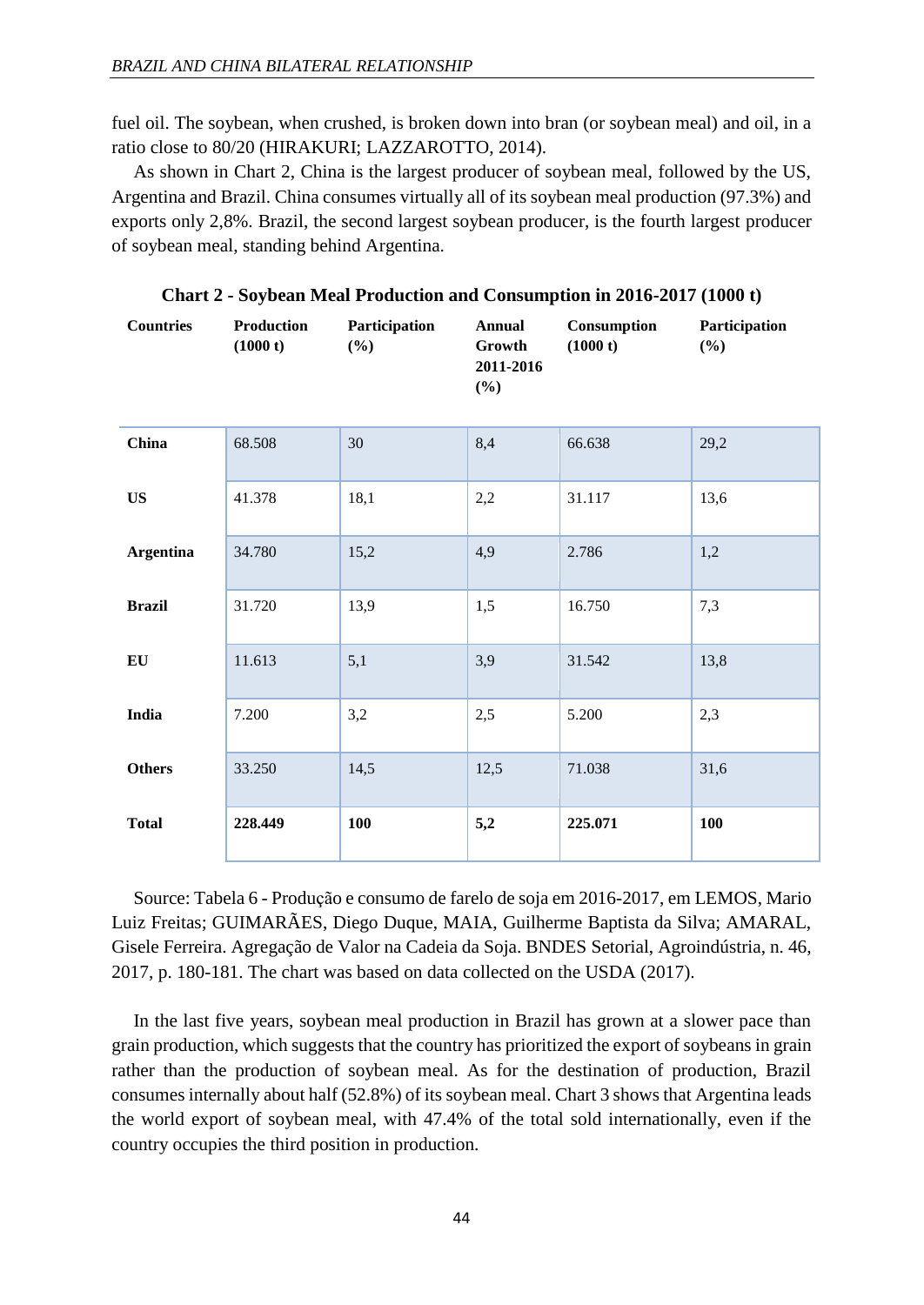fuel oil. The soybean, when crushed, is broken down into bran (or soybean meal) and oil, in a ratio close to 80/20 (HIRAKURI; LAZZAROTTO, 2014).

As shown in Chart 2, China is the largest producer of soybean meal, followed by the US, Argentina and Brazil. China consumes virtually all of its soybean meal production (97.3%) and exports only 2,8%. Brazil, the second largest soybean producer, is the fourth largest producer of soybean meal, standing behind Argentina.

**Chart 2 - Soybean Meal Production and Consumption in 2016-2017 (1000 t)**

| Countries | Production (1000 t) | Participation (%) | Annual Growth 2011-2016 (%) | Consumption (1000 t) | Participation (%) |
|---|---|---|---|---|---|
| **China** | 68.508 | 30 | 8,4 | 66.638 | 29,2 |
| **US** | 41.378 | 18,1 | 2,2 | 31.117 | 13,6 |
| **Argentina** | 34.780 | 15,2 | 4,9 | 2.786 | 1,2 |
| **Brazil** | 31.720 | 13,9 | 1,5 | 16.750 | 7,3 |
| **EU** | 11.613 | 5,1 | 3,9 | 31.542 | 13,8 |
| **India** | 7.200 | 3,2 | 2,5 | 5.200 | 2,3 |
| **Others** | 33.250 | 14,5 | 12,5 | 71.038 | 31,6 |
| **Total** | **228.449** | **100** | **5,2** | **225.071** | **100** |

Source: Tabela 6 - Produção e consumo de farelo de soja em 2016-2017, em LEMOS, Mario Luiz Freitas; GUIMARÃES, Diego Duque, MAIA, Guilherme Baptista da Silva; AMARAL, Gisele Ferreira. Agregação de Valor na Cadeia da Soja. BNDES Setorial, Agroindústria, n. 46, 2017, p. 180-181. The chart was based on data collected on the USDA (2017).

In the last five years, soybean meal production in Brazil has grown at a slower pace than grain production, which suggests that the country has prioritized the export of soybeans in grain rather than the production of soybean meal. As for the destination of production, Brazil consumes internally about half (52.8%) of its soybean meal. Chart 3 shows that Argentina leads the world export of soybean meal, with 47.4% of the total sold internationally, even if the country occupies the third position in production.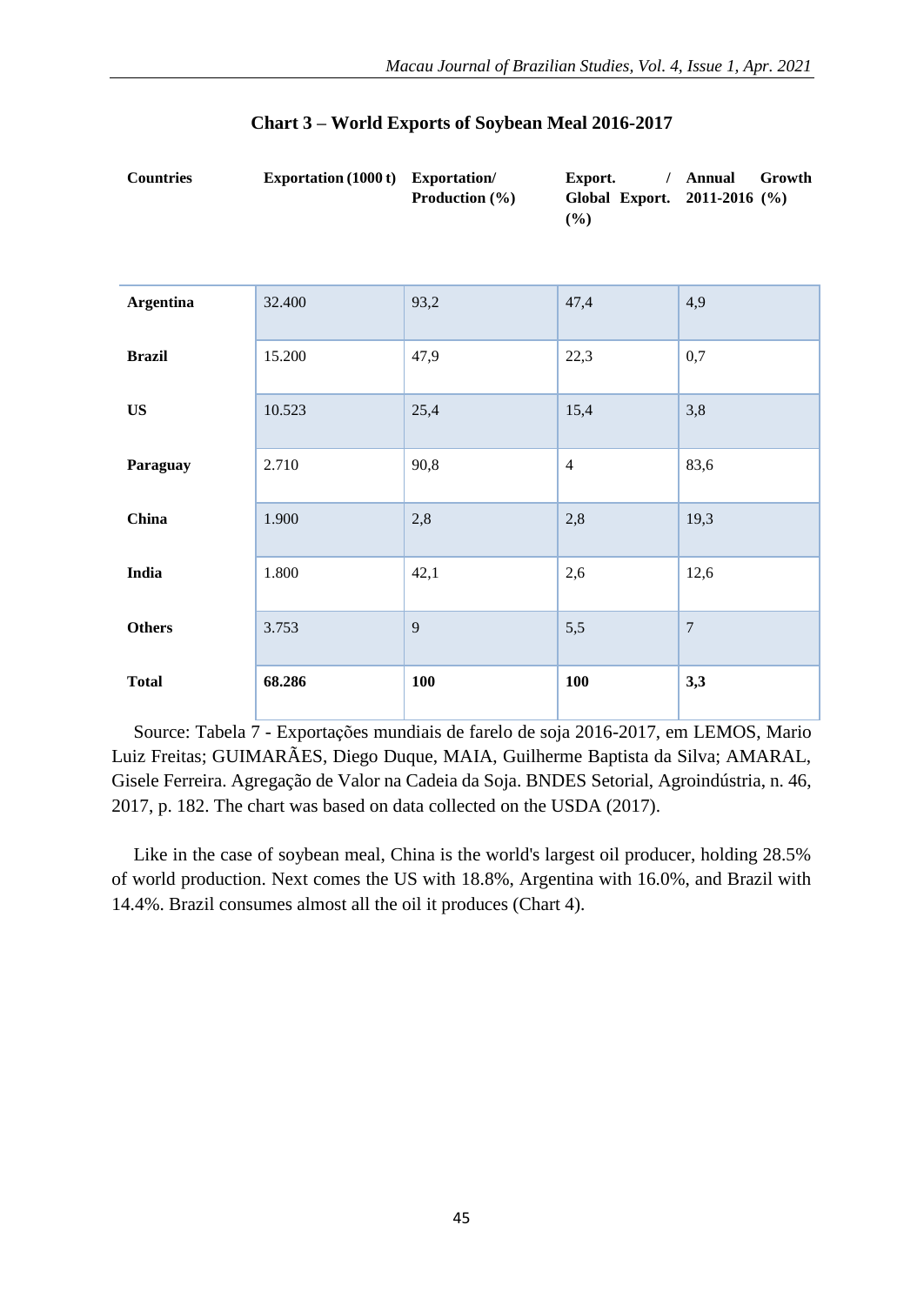**Chart 3 – World Exports of Soybean Meal 2016-2017**

| Countries | Exportation (1000 t) | Exportation/ Production (%) | Export. / Global Export. (%) | Annual Growth 2011-2016 (%) |
|---|---|---|---|---|
| **Argentina** | 32.400 | 93,2 | 47,4 | 4,9 |
| **Brazil** | 15.200 | 47,9 | 22,3 | 0,7 |
| **US** | 10.523 | 25,4 | 15,4 | 3,8 |
| **Paraguay** | 2.710 | 90,8 | 4 | 83,6 |
| **China** | 1.900 | 2,8 | 2,8 | 19,3 |
| **India** | 1.800 | 42,1 | 2,6 | 12,6 |
| **Others** | 3.753 | 9 | 5,5 | 7 |
| **Total** | **68.286** | **100** | **100** | **3,3** |

Source: Tabela 7 - Exportações mundiais de farelo de soja 2016-2017, em LEMOS, Mario Luiz Freitas; GUIMARÃES, Diego Duque, MAIA, Guilherme Baptista da Silva; AMARAL, Gisele Ferreira. Agregação de Valor na Cadeia da Soja. BNDES Setorial, Agroindústria, n. 46, 2017, p. 182. The chart was based on data collected on the USDA (2017).

Like in the case of soybean meal, China is the world's largest oil producer, holding 28.5% of world production. Next comes the US with 18.8%, Argentina with 16.0%, and Brazil with 14.4%. Brazil consumes almost all the oil it produces (Chart 4).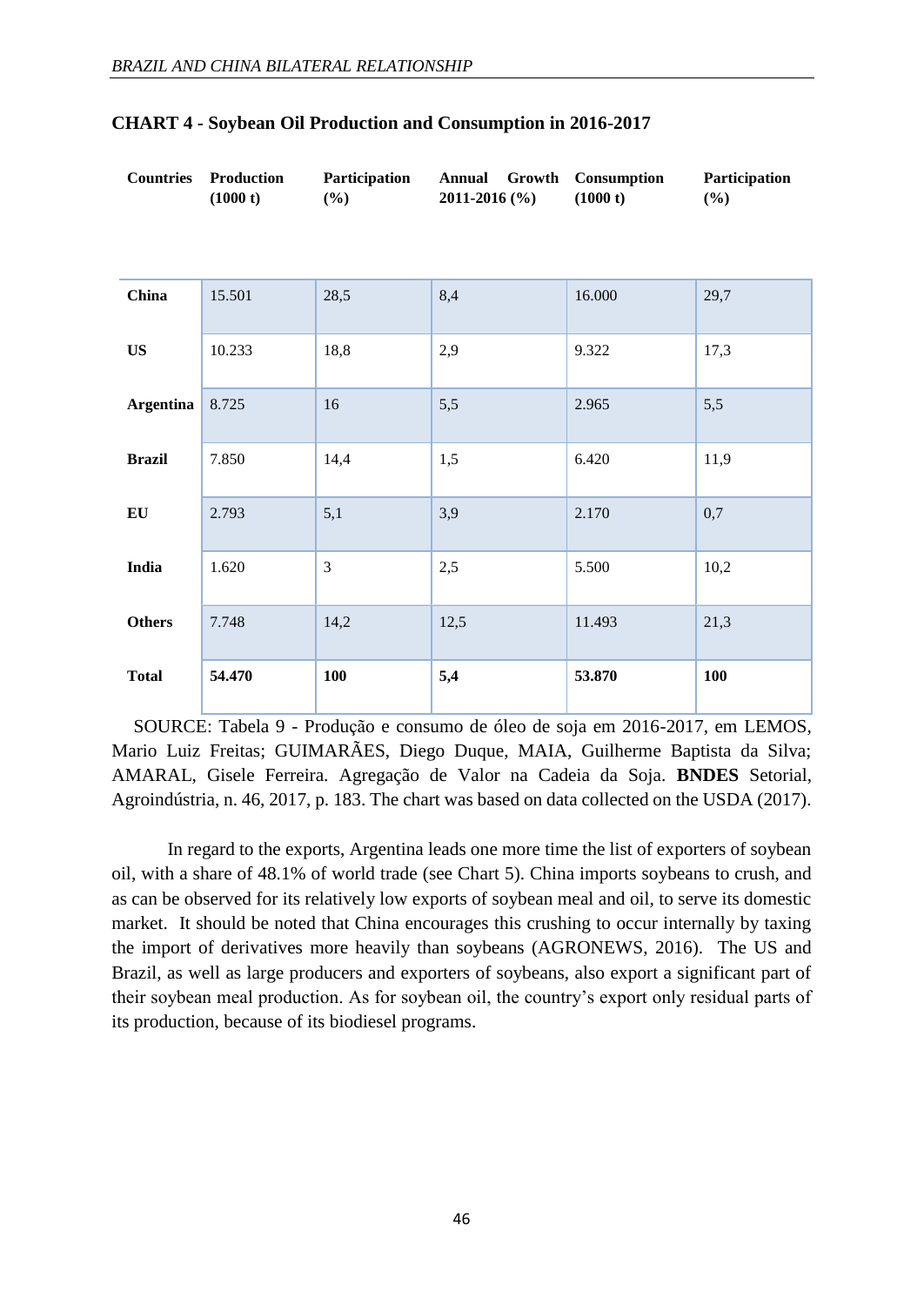**CHART 4 - Soybean Oil Production and Consumption in 2016-2017**

| Countries | Production (1000 t) | Participation (%) | Annual Growth 2011-2016 (%) | Consumption (1000 t) | Participation (%) |
|---|---|---|---|---|---|
| **China** | 15.501 | 28,5 | 8,4 | 16.000 | 29,7 |
| **US** | 10.233 | 18,8 | 2,9 | 9.322 | 17,3 |
| **Argentina** | 8.725 | 16 | 5,5 | 2.965 | 5,5 |
| **Brazil** | 7.850 | 14,4 | 1,5 | 6.420 | 11,9 |
| **EU** | 2.793 | 5,1 | 3,9 | 2.170 | 0,7 |
| **India** | 1.620 | 3 | 2,5 | 5.500 | 10,2 |
| **Others** | 7.748 | 14,2 | 12,5 | 11.493 | 21,3 |
| **Total** | **54.470** | **100** | **5,4** | **53.870** | **100** |

SOURCE: Tabela 9 - Produção e consumo de óleo de soja em 2016-2017, em LEMOS, Mario Luiz Freitas; GUIMARÃES, Diego Duque, MAIA, Guilherme Baptista da Silva; AMARAL, Gisele Ferreira. Agregação de Valor na Cadeia da Soja. **BNDES** Setorial, Agroindústria, n. 46, 2017, p. 183. The chart was based on data collected on the USDA (2017).

In regard to the exports, Argentina leads one more time the list of exporters of soybean oil, with a share of 48.1% of world trade (see Chart 5). China imports soybeans to crush, and as can be observed for its relatively low exports of soybean meal and oil, to serve its domestic market. It should be noted that China encourages this crushing to occur internally by taxing the import of derivatives more heavily than soybeans (AGRONEWS, 2016). The US and Brazil, as well as large producers and exporters of soybeans, also export a significant part of their soybean meal production. As for soybean oil, the country's export only residual parts of its production, because of its biodiesel programs.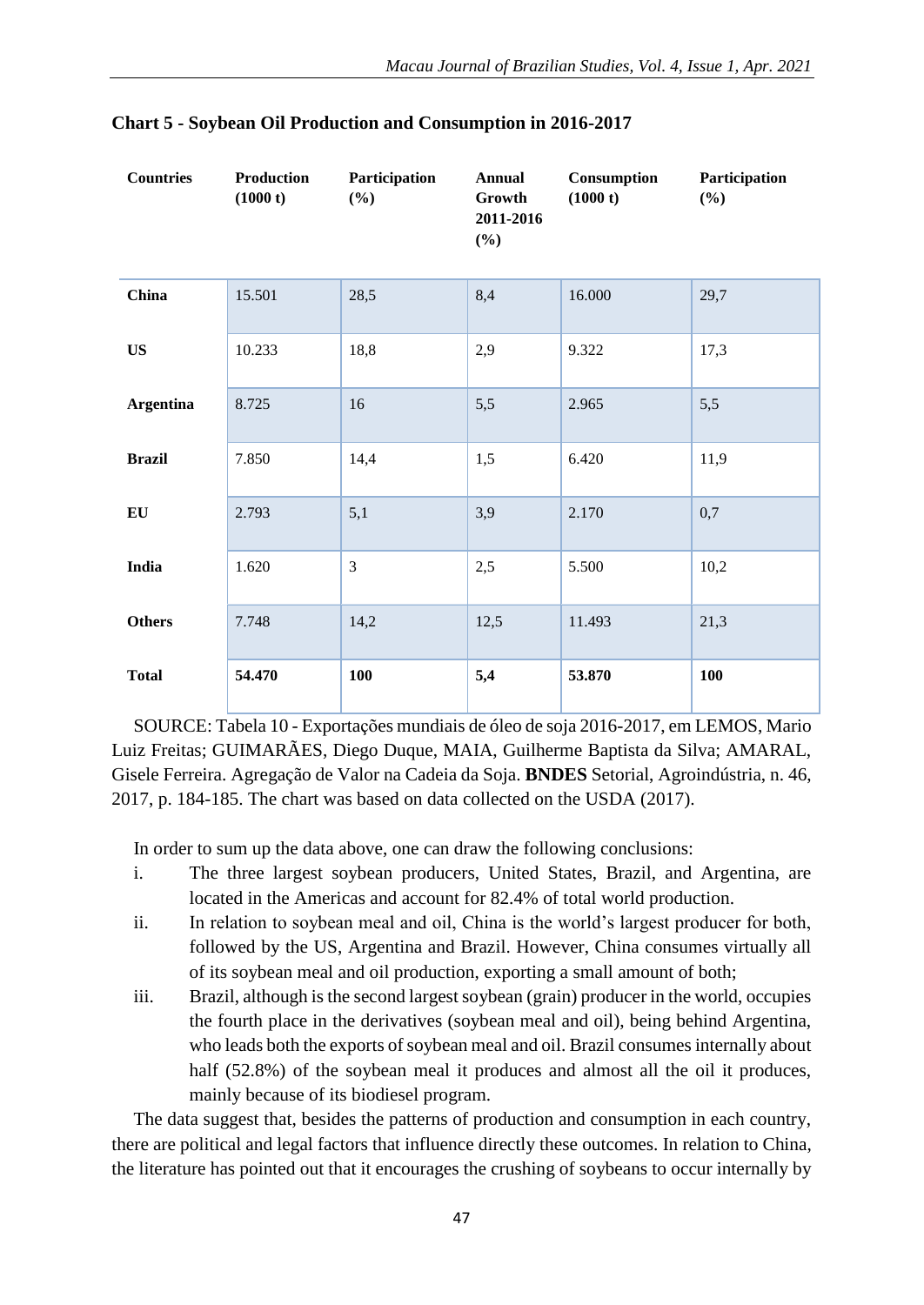**Chart 5 - Soybean Oil Production and Consumption in 2016-2017**

| Countries | Production (1000 t) | Participation (%) | Annual Growth 2011-2016 (%) | Consumption (1000 t) | Participation (%) |
|---|---|---|---|---|---|
| **China** | 15.501 | 28,5 | 8,4 | 16.000 | 29,7 |
| **US** | 10.233 | 18,8 | 2,9 | 9.322 | 17,3 |
| **Argentina** | 8.725 | 16 | 5,5 | 2.965 | 5,5 |
| **Brazil** | 7.850 | 14,4 | 1,5 | 6.420 | 11,9 |
| **EU** | 2.793 | 5,1 | 3,9 | 2.170 | 0,7 |
| **India** | 1.620 | 3 | 2,5 | 5.500 | 10,2 |
| **Others** | 7.748 | 14,2 | 12,5 | 11.493 | 21,3 |
| **Total** | **54.470** | **100** | **5,4** | **53.870** | **100** |

SOURCE: Tabela 10 - Exportações mundiais de óleo de soja 2016-2017, em LEMOS, Mario Luiz Freitas; GUIMARÃES, Diego Duque, MAIA, Guilherme Baptista da Silva; AMARAL, Gisele Ferreira. Agregação de Valor na Cadeia da Soja. **BNDES** Setorial, Agroindústria, n. 46, 2017, p. 184-185. The chart was based on data collected on the USDA (2017).

In order to sum up the data above, one can draw the following conclusions:

i. The three largest soybean producers, United States, Brazil, and Argentina, are located in the Americas and account for 82.4% of total world production.

ii. In relation to soybean meal and oil, China is the world's largest producer for both, followed by the US, Argentina and Brazil. However, China consumes virtually all of its soybean meal and oil production, exporting a small amount of both;

iii. Brazil, although is the second largest soybean (grain) producer in the world, occupies the fourth place in the derivatives (soybean meal and oil), being behind Argentina, who leads both the exports of soybean meal and oil. Brazil consumes internally about half (52.8%) of the soybean meal it produces and almost all the oil it produces, mainly because of its biodiesel program.

The data suggest that, besides the patterns of production and consumption in each country, there are political and legal factors that influence directly these outcomes. In relation to China, the literature has pointed out that it encourages the crushing of soybeans to occur internally by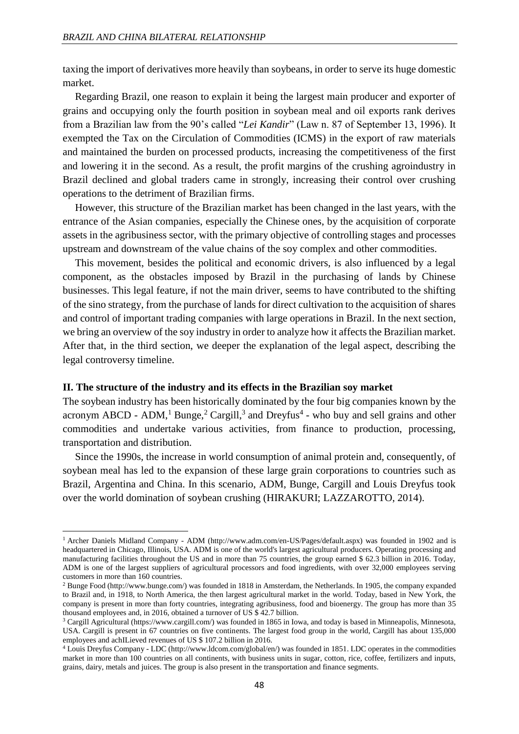taxing the import of derivatives more heavily than soybeans, in order to serve its huge domestic market.

Regarding Brazil, one reason to explain it being the largest main producer and exporter of grains and occupying only the fourth position in soybean meal and oil exports rank derives from a Brazilian law from the 90's called "*Lei Kandir*" (Law n. 87 of September 13, 1996). It exempted the Tax on the Circulation of Commodities (ICMS) in the export of raw materials and maintained the burden on processed products, increasing the competitiveness of the first and lowering it in the second. As a result, the profit margins of the crushing agroindustry in Brazil declined and global traders came in strongly, increasing their control over crushing operations to the detriment of Brazilian firms.

However, this structure of the Brazilian market has been changed in the last years, with the entrance of the Asian companies, especially the Chinese ones, by the acquisition of corporate assets in the agribusiness sector, with the primary objective of controlling stages and processes upstream and downstream of the value chains of the soy complex and other commodities.

This movement, besides the political and economic drivers, is also influenced by a legal component, as the obstacles imposed by Brazil in the purchasing of lands by Chinese businesses. This legal feature, if not the main driver, seems to have contributed to the shifting of the sino strategy, from the purchase of lands for direct cultivation to the acquisition of shares and control of important trading companies with large operations in Brazil. In the next section, we bring an overview of the soy industry in order to analyze how it affects the Brazilian market. After that, in the third section, we deeper the explanation of the legal aspect, describing the legal controversy timeline.

## II. The structure of the industry and its effects in the Brazilian soy market

The soybean industry has been historically dominated by the four big companies known by the acronym ABCD - ADM,[1] Bunge,[2] Cargill,[3] and Dreyfus[4] - who buy and sell grains and other commodities and undertake various activities, from finance to production, processing, transportation and distribution.

Since the 1990s, the increase in world consumption of animal protein and, consequently, of soybean meal has led to the expansion of these large grain corporations to countries such as Brazil, Argentina and China. In this scenario, ADM, Bunge, Cargill and Louis Dreyfus took over the world domination of soybean crushing (HIRAKURI; LAZZAROTTO, 2014).

---

[1] Archer Daniels Midland Company - ADM (http://www.adm.com/en-US/Pages/default.aspx) was founded in 1902 and is headquartered in Chicago, Illinois, USA. ADM is one of the world's largest agricultural producers. Operating processing and manufacturing facilities throughout the US and in more than 75 countries, the group earned $ 62.3 billion in 2016. Today, ADM is one of the largest suppliers of agricultural processors and food ingredients, with over 32,000 employees serving customers in more than 160 countries.

[2] Bunge Food (http://www.bunge.com/) was founded in 1818 in Amsterdam, the Netherlands. In 1905, the company expanded to Brazil and, in 1918, to North America, the then largest agricultural market in the world. Today, based in New York, the company is present in more than forty countries, integrating agribusiness, food and bioenergy. The group has more than 35 thousand employees and, in 2016, obtained a turnover of US $ 42.7 billion.

[3] Cargill Agricultural (https://www.cargill.com/) was founded in 1865 in Iowa, and today is based in Minneapolis, Minnesota, USA. Cargill is present in 67 countries on five continents. The largest food group in the world, Cargill has about 135,000 employees and achILieved revenues of US $ 107.2 billion in 2016.

[4] Louis Dreyfus Company - LDC (http://www.ldcom.com/global/en/) was founded in 1851. LDC operates in the commodities market in more than 100 countries on all continents, with business units in sugar, cotton, rice, coffee, fertilizers and inputs, grains, dairy, metals and juices. The group is also present in the transportation and finance segments.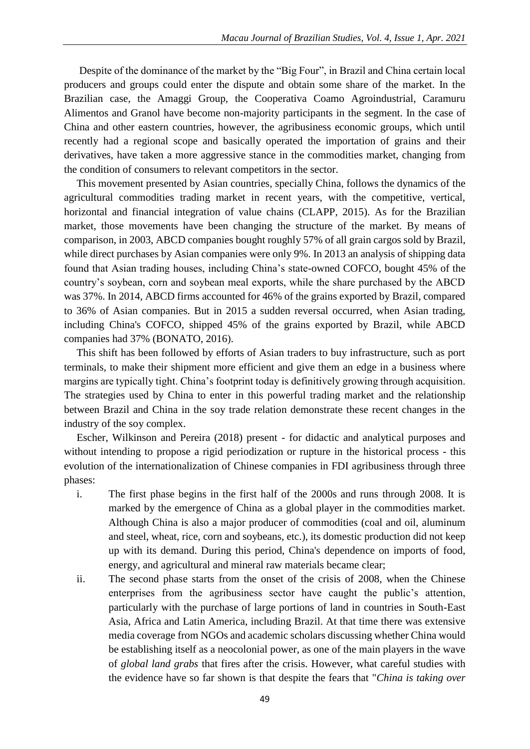Despite of the dominance of the market by the "Big Four", in Brazil and China certain local producers and groups could enter the dispute and obtain some share of the market. In the Brazilian case, the Amaggi Group, the Cooperativa Coamo Agroindustrial, Caramuru Alimentos and Granol have become non-majority participants in the segment. In the case of China and other eastern countries, however, the agribusiness economic groups, which until recently had a regional scope and basically operated the importation of grains and their derivatives, have taken a more aggressive stance in the commodities market, changing from the condition of consumers to relevant competitors in the sector.

This movement presented by Asian countries, specially China, follows the dynamics of the agricultural commodities trading market in recent years, with the competitive, vertical, horizontal and financial integration of value chains (CLAPP, 2015). As for the Brazilian market, those movements have been changing the structure of the market. By means of comparison, in 2003, ABCD companies bought roughly 57% of all grain cargos sold by Brazil, while direct purchases by Asian companies were only 9%. In 2013 an analysis of shipping data found that Asian trading houses, including China's state-owned COFCO, bought 45% of the country's soybean, corn and soybean meal exports, while the share purchased by the ABCD was 37%. In 2014, ABCD firms accounted for 46% of the grains exported by Brazil, compared to 36% of Asian companies. But in 2015 a sudden reversal occurred, when Asian trading, including China's COFCO, shipped 45% of the grains exported by Brazil, while ABCD companies had 37% (BONATO, 2016).

This shift has been followed by efforts of Asian traders to buy infrastructure, such as port terminals, to make their shipment more efficient and give them an edge in a business where margins are typically tight. China's footprint today is definitively growing through acquisition. The strategies used by China to enter in this powerful trading market and the relationship between Brazil and China in the soy trade relation demonstrate these recent changes in the industry of the soy complex.

Escher, Wilkinson and Pereira (2018) present - for didactic and analytical purposes and without intending to propose a rigid periodization or rupture in the historical process - this evolution of the internationalization of Chinese companies in FDI agribusiness through three phases:

i. The first phase begins in the first half of the 2000s and runs through 2008. It is marked by the emergence of China as a global player in the commodities market. Although China is also a major producer of commodities (coal and oil, aluminum and steel, wheat, rice, corn and soybeans, etc.), its domestic production did not keep up with its demand. During this period, China's dependence on imports of food, energy, and agricultural and mineral raw materials became clear;
ii. The second phase starts from the onset of the crisis of 2008, when the Chinese enterprises from the agribusiness sector have caught the public's attention, particularly with the purchase of large portions of land in countries in South-East Asia, Africa and Latin America, including Brazil. At that time there was extensive media coverage from NGOs and academic scholars discussing whether China would be establishing itself as a neocolonial power, as one of the main players in the wave of *global land grabs* that fires after the crisis. However, what careful studies with the evidence have so far shown is that despite the fears that "*China is taking over*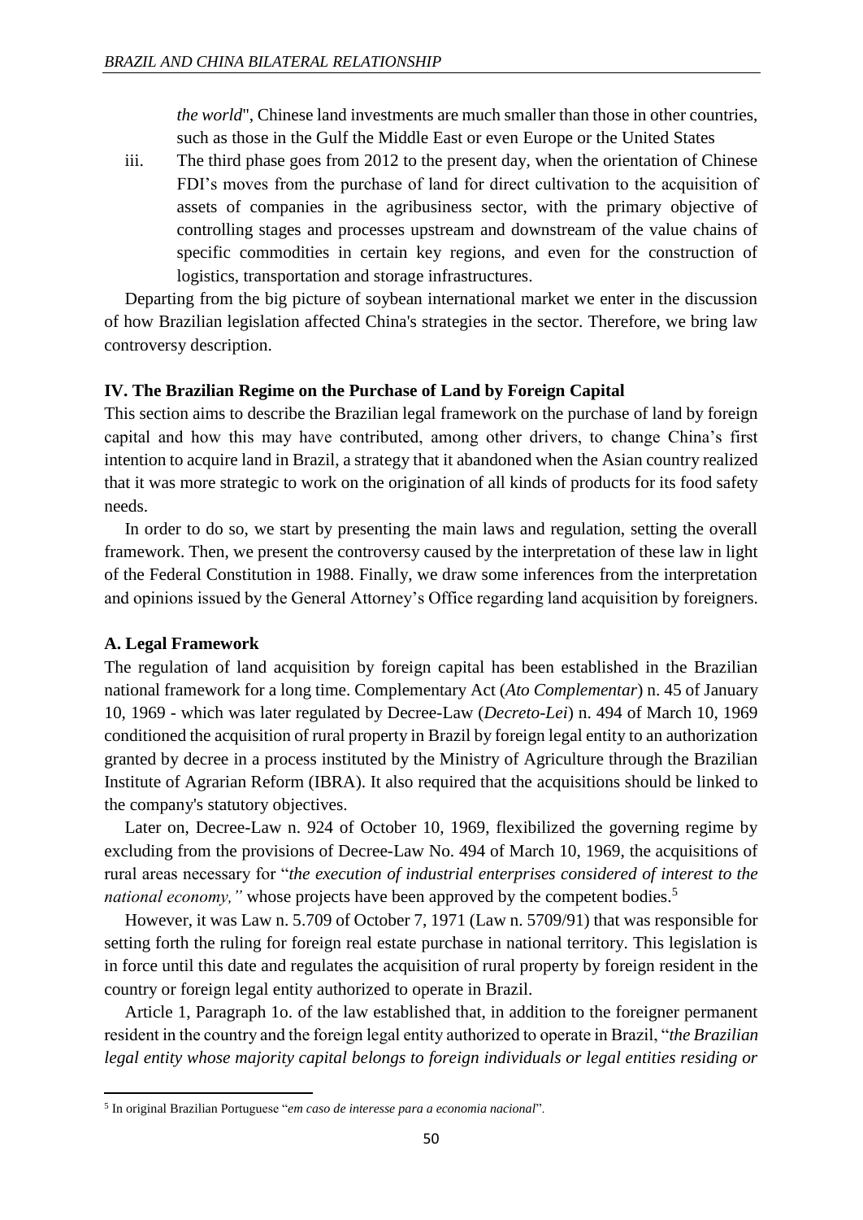*the world*", Chinese land investments are much smaller than those in other countries, such as those in the Gulf the Middle East or even Europe or the United States

iii. The third phase goes from 2012 to the present day, when the orientation of Chinese FDI's moves from the purchase of land for direct cultivation to the acquisition of assets of companies in the agribusiness sector, with the primary objective of controlling stages and processes upstream and downstream of the value chains of specific commodities in certain key regions, and even for the construction of logistics, transportation and storage infrastructures.

Departing from the big picture of soybean international market we enter in the discussion of how Brazilian legislation affected China's strategies in the sector. Therefore, we bring law controversy description.

## IV. The Brazilian Regime on the Purchase of Land by Foreign Capital

This section aims to describe the Brazilian legal framework on the purchase of land by foreign capital and how this may have contributed, among other drivers, to change China's first intention to acquire land in Brazil, a strategy that it abandoned when the Asian country realized that it was more strategic to work on the origination of all kinds of products for its food safety needs.

In order to do so, we start by presenting the main laws and regulation, setting the overall framework. Then, we present the controversy caused by the interpretation of these law in light of the Federal Constitution in 1988. Finally, we draw some inferences from the interpretation and opinions issued by the General Attorney's Office regarding land acquisition by foreigners.

### A. Legal Framework

The regulation of land acquisition by foreign capital has been established in the Brazilian national framework for a long time. Complementary Act (*Ato Complementar*) n. 45 of January 10, 1969 - which was later regulated by Decree-Law (*Decreto-Lei*) n. 494 of March 10, 1969 conditioned the acquisition of rural property in Brazil by foreign legal entity to an authorization granted by decree in a process instituted by the Ministry of Agriculture through the Brazilian Institute of Agrarian Reform (IBRA). It also required that the acquisitions should be linked to the company's statutory objectives.

Later on, Decree-Law n. 924 of October 10, 1969, flexibilized the governing regime by excluding from the provisions of Decree-Law No. 494 of March 10, 1969, the acquisitions of rural areas necessary for "*the execution of industrial enterprises considered of interest to the national economy,"* whose projects have been approved by the competent bodies.[5]

However, it was Law n. 5.709 of October 7, 1971 (Law n. 5709/91) that was responsible for setting forth the ruling for foreign real estate purchase in national territory. This legislation is in force until this date and regulates the acquisition of rural property by foreign resident in the country or foreign legal entity authorized to operate in Brazil.

Article 1, Paragraph 1o. of the law established that, in addition to the foreigner permanent resident in the country and the foreign legal entity authorized to operate in Brazil, "*the Brazilian legal entity whose majority capital belongs to foreign individuals or legal entities residing or*

---

[5] In original Brazilian Portuguese "*em caso de interesse para a economia nacional*".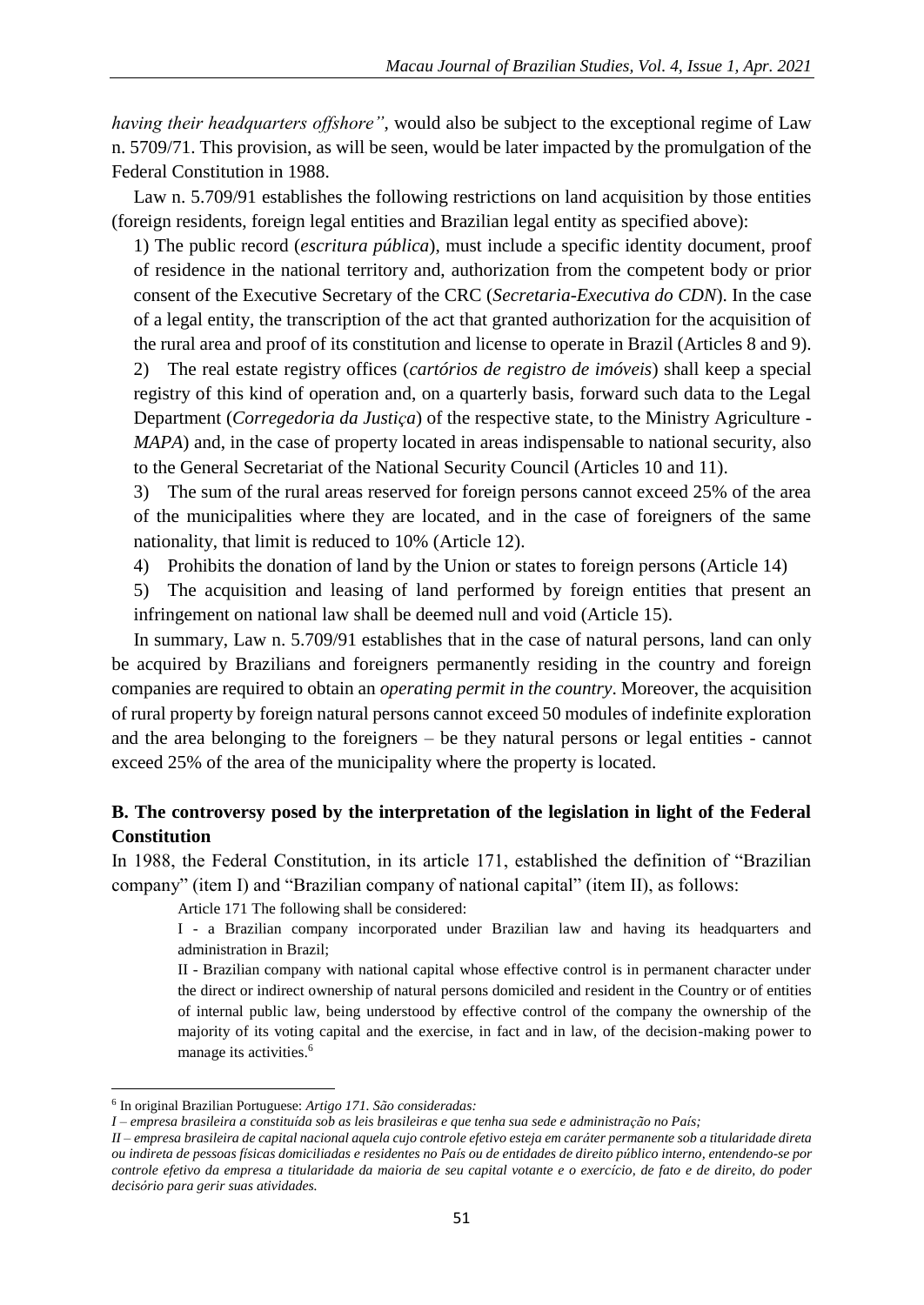*having their headquarters offshore"*, would also be subject to the exceptional regime of Law n. 5709/71. This provision, as will be seen, would be later impacted by the promulgation of the Federal Constitution in 1988.

Law n. 5.709/91 establishes the following restrictions on land acquisition by those entities (foreign residents, foreign legal entities and Brazilian legal entity as specified above):

1) The public record (*escritura pública*), must include a specific identity document, proof of residence in the national territory and, authorization from the competent body or prior consent of the Executive Secretary of the CRC (*Secretaria-Executiva do CDN*). In the case of a legal entity, the transcription of the act that granted authorization for the acquisition of the rural area and proof of its constitution and license to operate in Brazil (Articles 8 and 9).

2) The real estate registry offices (*cartórios de registro de imóveis*) shall keep a special registry of this kind of operation and, on a quarterly basis, forward such data to the Legal Department (*Corregedoria da Justiça*) of the respective state, to the Ministry Agriculture - *MAPA*) and, in the case of property located in areas indispensable to national security, also to the General Secretariat of the National Security Council (Articles 10 and 11).

3) The sum of the rural areas reserved for foreign persons cannot exceed 25% of the area of the municipalities where they are located, and in the case of foreigners of the same nationality, that limit is reduced to 10% (Article 12).

4) Prohibits the donation of land by the Union or states to foreign persons (Article 14)

5) The acquisition and leasing of land performed by foreign entities that present an infringement on national law shall be deemed null and void (Article 15).

In summary, Law n. 5.709/91 establishes that in the case of natural persons, land can only be acquired by Brazilians and foreigners permanently residing in the country and foreign companies are required to obtain an *operating permit in the country*. Moreover, the acquisition of rural property by foreign natural persons cannot exceed 50 modules of indefinite exploration and the area belonging to the foreigners – be they natural persons or legal entities - cannot exceed 25% of the area of the municipality where the property is located.

## B. The controversy posed by the interpretation of the legislation in light of the Federal Constitution

In 1988, the Federal Constitution, in its article 171, established the definition of "Brazilian company" (item I) and "Brazilian company of national capital" (item II), as follows:

> Article 171 The following shall be considered:
>
> I - a Brazilian company incorporated under Brazilian law and having its headquarters and administration in Brazil;
>
> II - Brazilian company with national capital whose effective control is in permanent character under the direct or indirect ownership of natural persons domiciled and resident in the Country or of entities of internal public law, being understood by effective control of the company the ownership of the majority of its voting capital and the exercise, in fact and in law, of the decision-making power to manage its activities.[6]

---

[6] In original Brazilian Portuguese: *Artigo 171. São consideradas:*

*I – empresa brasileira a constituída sob as leis brasileiras e que tenha sua sede e administração no País;*

*II – empresa brasileira de capital nacional aquela cujo controle efetivo esteja em caráter permanente sob a titularidade direta ou indireta de pessoas físicas domiciliadas e residentes no País ou de entidades de direito público interno, entendendo-se por controle efetivo da empresa a titularidade da maioria de seu capital votante e o exercício, de fato e de direito, do poder decisório para gerir suas atividades.*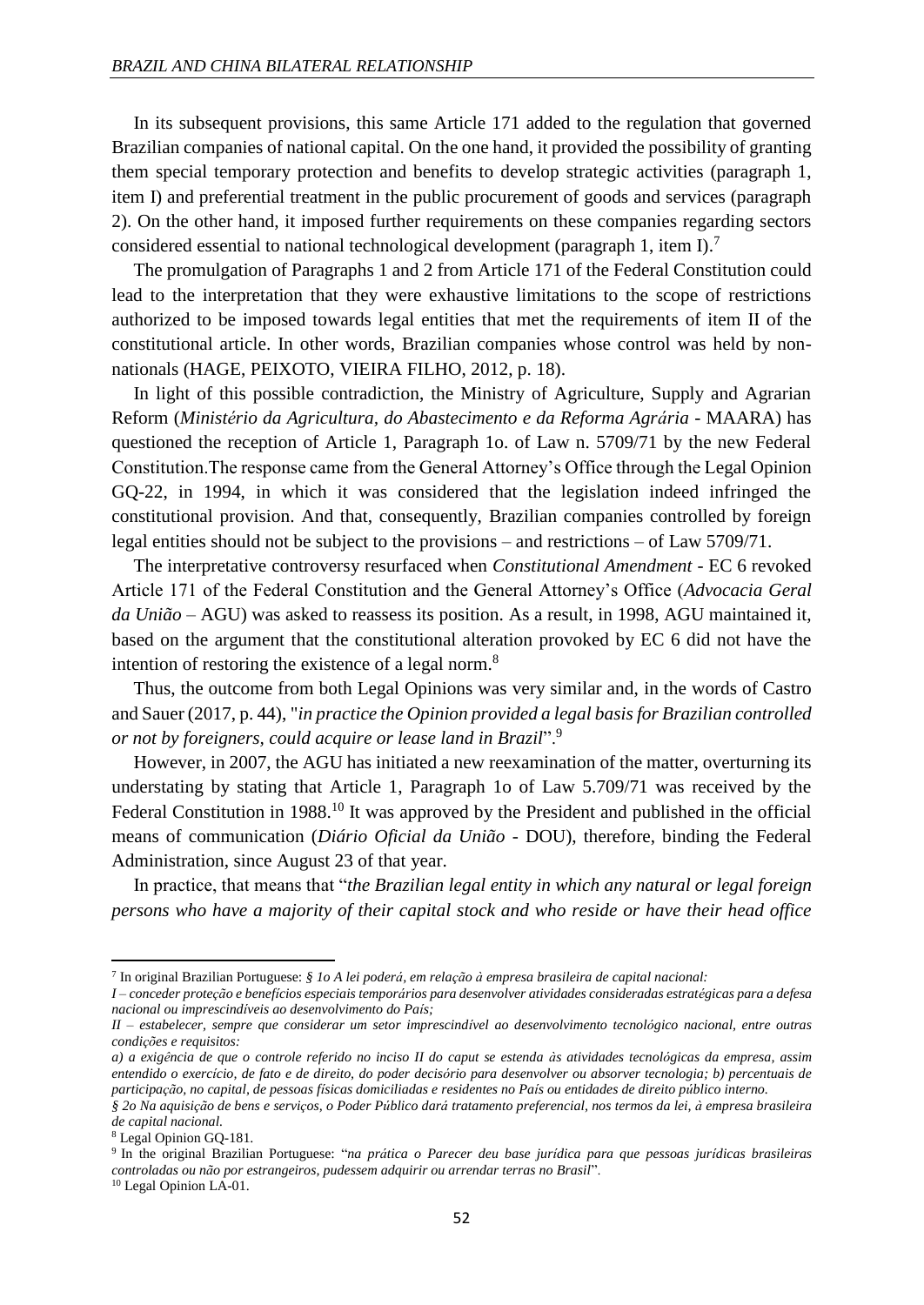In its subsequent provisions, this same Article 171 added to the regulation that governed Brazilian companies of national capital. On the one hand, it provided the possibility of granting them special temporary protection and benefits to develop strategic activities (paragraph 1, item I) and preferential treatment in the public procurement of goods and services (paragraph 2). On the other hand, it imposed further requirements on these companies regarding sectors considered essential to national technological development (paragraph 1, item I).[7]

The promulgation of Paragraphs 1 and 2 from Article 171 of the Federal Constitution could lead to the interpretation that they were exhaustive limitations to the scope of restrictions authorized to be imposed towards legal entities that met the requirements of item II of the constitutional article. In other words, Brazilian companies whose control was held by non-nationals (HAGE, PEIXOTO, VIEIRA FILHO, 2012, p. 18).

In light of this possible contradiction, the Ministry of Agriculture, Supply and Agrarian Reform (*Ministério da Agricultura, do Abastecimento e da Reforma Agrária* - MAARA) has questioned the reception of Article 1, Paragraph 1o. of Law n. 5709/71 by the new Federal Constitution.The response came from the General Attorney's Office through the Legal Opinion GQ-22, in 1994, in which it was considered that the legislation indeed infringed the constitutional provision. And that, consequently, Brazilian companies controlled by foreign legal entities should not be subject to the provisions – and restrictions – of Law 5709/71.

The interpretative controversy resurfaced when *Constitutional Amendment* - EC 6 revoked Article 171 of the Federal Constitution and the General Attorney's Office (*Advocacia Geral da União* – AGU) was asked to reassess its position. As a result, in 1998, AGU maintained it, based on the argument that the constitutional alteration provoked by EC 6 did not have the intention of restoring the existence of a legal norm.[8]

Thus, the outcome from both Legal Opinions was very similar and, in the words of Castro and Sauer (2017, p. 44), "*in practice the Opinion provided a legal basis for Brazilian controlled or not by foreigners, could acquire or lease land in Brazil*".[9]

However, in 2007, the AGU has initiated a new reexamination of the matter, overturning its understating by stating that Article 1, Paragraph 1o of Law 5.709/71 was received by the Federal Constitution in 1988.[10] It was approved by the President and published in the official means of communication (*Diário Oficial da União* - DOU), therefore, binding the Federal Administration, since August 23 of that year.

In practice, that means that "*the Brazilian legal entity in which any natural or legal foreign persons who have a majority of their capital stock and who reside or have their head office*

---

[7] In original Brazilian Portuguese: *§ 1o A lei poderá, em relação à empresa brasileira de capital nacional:*
*I – conceder proteção e benefícios especiais temporários para desenvolver atividades consideradas estratégicas para a defesa nacional ou imprescindíveis ao desenvolvimento do País;*
*II – estabelecer, sempre que considerar um setor imprescindível ao desenvolvimento tecnológico nacional, entre outras condições e requisitos:*
*a) a exigência de que o controle referido no inciso II do caput se estenda às atividades tecnológicas da empresa, assim entendido o exercício, de fato e de direito, do poder decisório para desenvolver ou absorver tecnologia; b) percentuais de participação, no capital, de pessoas físicas domiciliadas e residentes no País ou entidades de direito público interno.*
*§ 2o Na aquisição de bens e serviços, o Poder Público dará tratamento preferencial, nos termos da lei, à empresa brasileira de capital nacional.*

[8] Legal Opinion GQ-181.

[9] In the original Brazilian Portuguese: "*na prática o Parecer deu base jurídica para que pessoas jurídicas brasileiras controladas ou não por estrangeiros, pudessem adquirir ou arrendar terras no Brasil*".

[10] Legal Opinion LA-01.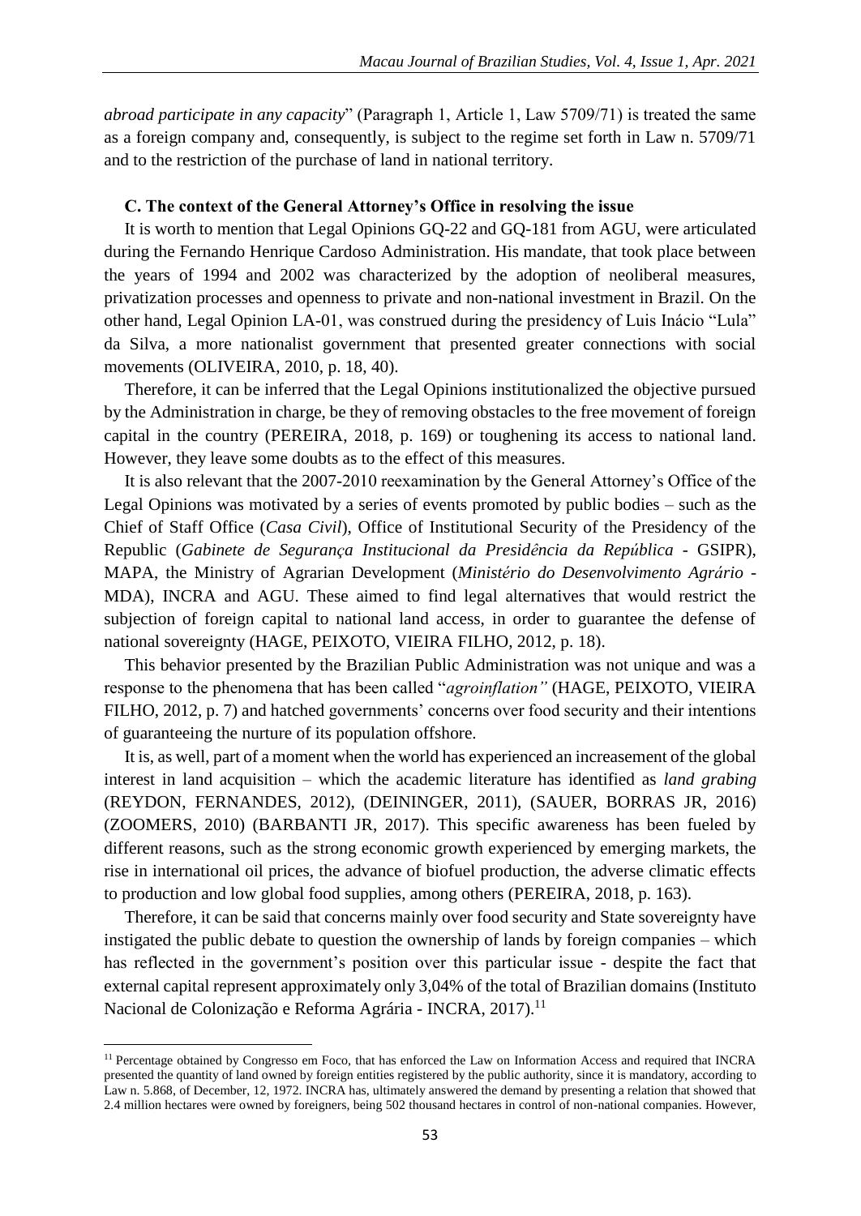*abroad participate in any capacity*" (Paragraph 1, Article 1, Law 5709/71) is treated the same as a foreign company and, consequently, is subject to the regime set forth in Law n. 5709/71 and to the restriction of the purchase of land in national territory.

### C. The context of the General Attorney's Office in resolving the issue

It is worth to mention that Legal Opinions GQ-22 and GQ-181 from AGU, were articulated during the Fernando Henrique Cardoso Administration. His mandate, that took place between the years of 1994 and 2002 was characterized by the adoption of neoliberal measures, privatization processes and openness to private and non-national investment in Brazil. On the other hand, Legal Opinion LA-01, was construed during the presidency of Luis Inácio "Lula" da Silva, a more nationalist government that presented greater connections with social movements (OLIVEIRA, 2010, p. 18, 40).

Therefore, it can be inferred that the Legal Opinions institutionalized the objective pursued by the Administration in charge, be they of removing obstacles to the free movement of foreign capital in the country (PEREIRA, 2018, p. 169) or toughening its access to national land. However, they leave some doubts as to the effect of this measures.

It is also relevant that the 2007-2010 reexamination by the General Attorney's Office of the Legal Opinions was motivated by a series of events promoted by public bodies – such as the Chief of Staff Office (*Casa Civil*), Office of Institutional Security of the Presidency of the Republic (*Gabinete de Segurança Institucional da Presidência da República* - GSIPR), MAPA, the Ministry of Agrarian Development (*Ministério do Desenvolvimento Agrário* - MDA), INCRA and AGU. These aimed to find legal alternatives that would restrict the subjection of foreign capital to national land access, in order to guarantee the defense of national sovereignty (HAGE, PEIXOTO, VIEIRA FILHO, 2012, p. 18).

This behavior presented by the Brazilian Public Administration was not unique and was a response to the phenomena that has been called "*agroinflation"* (HAGE, PEIXOTO, VIEIRA FILHO, 2012, p. 7) and hatched governments' concerns over food security and their intentions of guaranteeing the nurture of its population offshore.

It is, as well, part of a moment when the world has experienced an increasement of the global interest in land acquisition – which the academic literature has identified as *land grabing* (REYDON, FERNANDES, 2012), (DEININGER, 2011), (SAUER, BORRAS JR, 2016) (ZOOMERS, 2010) (BARBANTI JR, 2017). This specific awareness has been fueled by different reasons, such as the strong economic growth experienced by emerging markets, the rise in international oil prices, the advance of biofuel production, the adverse climatic effects to production and low global food supplies, among others (PEREIRA, 2018, p. 163).

Therefore, it can be said that concerns mainly over food security and State sovereignty have instigated the public debate to question the ownership of lands by foreign companies – which has reflected in the government's position over this particular issue - despite the fact that external capital represent approximately only 3,04% of the total of Brazilian domains (Instituto Nacional de Colonização e Reforma Agrária - INCRA, 2017).[11]

---

[11] Percentage obtained by Congresso em Foco, that has enforced the Law on Information Access and required that INCRA presented the quantity of land owned by foreign entities registered by the public authority, since it is mandatory, according to Law n. 5.868, of December, 12, 1972. INCRA has, ultimately answered the demand by presenting a relation that showed that 2.4 million hectares were owned by foreigners, being 502 thousand hectares in control of non-national companies. However,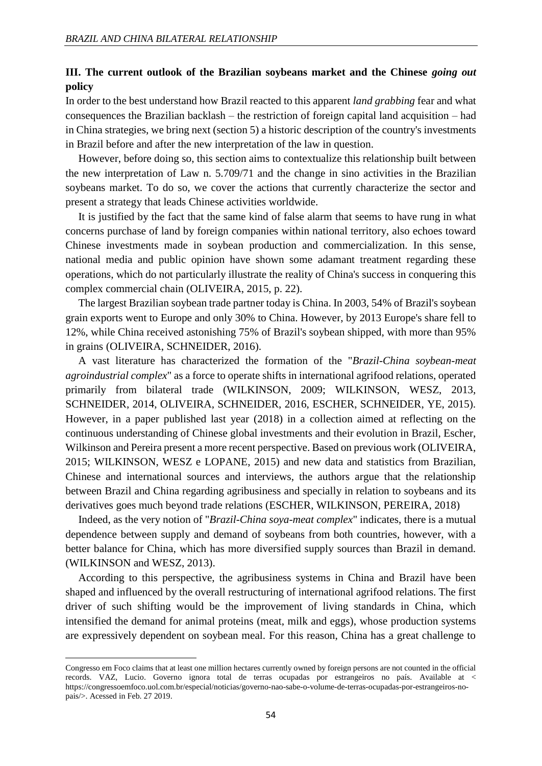## III. The current outlook of the Brazilian soybeans market and the Chinese *going out* policy

In order to the best understand how Brazil reacted to this apparent *land grabbing* fear and what consequences the Brazilian backlash – the restriction of foreign capital land acquisition – had in China strategies, we bring next (section 5) a historic description of the country's investments in Brazil before and after the new interpretation of the law in question.

However, before doing so, this section aims to contextualize this relationship built between the new interpretation of Law n. 5.709/71 and the change in sino activities in the Brazilian soybeans market. To do so, we cover the actions that currently characterize the sector and present a strategy that leads Chinese activities worldwide.

It is justified by the fact that the same kind of false alarm that seems to have rung in what concerns purchase of land by foreign companies within national territory, also echoes toward Chinese investments made in soybean production and commercialization. In this sense, national media and public opinion have shown some adamant treatment regarding these operations, which do not particularly illustrate the reality of China's success in conquering this complex commercial chain (OLIVEIRA, 2015, p. 22).

The largest Brazilian soybean trade partner today is China. In 2003, 54% of Brazil's soybean grain exports went to Europe and only 30% to China. However, by 2013 Europe's share fell to 12%, while China received astonishing 75% of Brazil's soybean shipped, with more than 95% in grains (OLIVEIRA, SCHNEIDER, 2016).

A vast literature has characterized the formation of the "*Brazil-China soybean-meat agroindustrial complex*" as a force to operate shifts in international agrifood relations, operated primarily from bilateral trade (WILKINSON, 2009; WILKINSON, WESZ, 2013, SCHNEIDER, 2014, OLIVEIRA, SCHNEIDER, 2016, ESCHER, SCHNEIDER, YE, 2015). However, in a paper published last year (2018) in a collection aimed at reflecting on the continuous understanding of Chinese global investments and their evolution in Brazil, Escher, Wilkinson and Pereira present a more recent perspective. Based on previous work (OLIVEIRA, 2015; WILKINSON, WESZ e LOPANE, 2015) and new data and statistics from Brazilian, Chinese and international sources and interviews, the authors argue that the relationship between Brazil and China regarding agribusiness and specially in relation to soybeans and its derivatives goes much beyond trade relations (ESCHER, WILKINSON, PEREIRA, 2018)

Indeed, as the very notion of "*Brazil-China soya-meat complex*" indicates, there is a mutual dependence between supply and demand of soybeans from both countries, however, with a better balance for China, which has more diversified supply sources than Brazil in demand. (WILKINSON and WESZ, 2013).

According to this perspective, the agribusiness systems in China and Brazil have been shaped and influenced by the overall restructuring of international agrifood relations. The first driver of such shifting would be the improvement of living standards in China, which intensified the demand for animal proteins (meat, milk and eggs), whose production systems are expressively dependent on soybean meal. For this reason, China has a great challenge to

---

Congresso em Foco claims that at least one million hectares currently owned by foreign persons are not counted in the official records. VAZ, Lucio. Governo ignora total de terras ocupadas por estrangeiros no país. Available at < https://congressoemfoco.uol.com.br/especial/noticias/governo-nao-sabe-o-volume-de-terras-ocupadas-por-estrangeiros-no-pais/>. Acessed in Feb. 27 2019.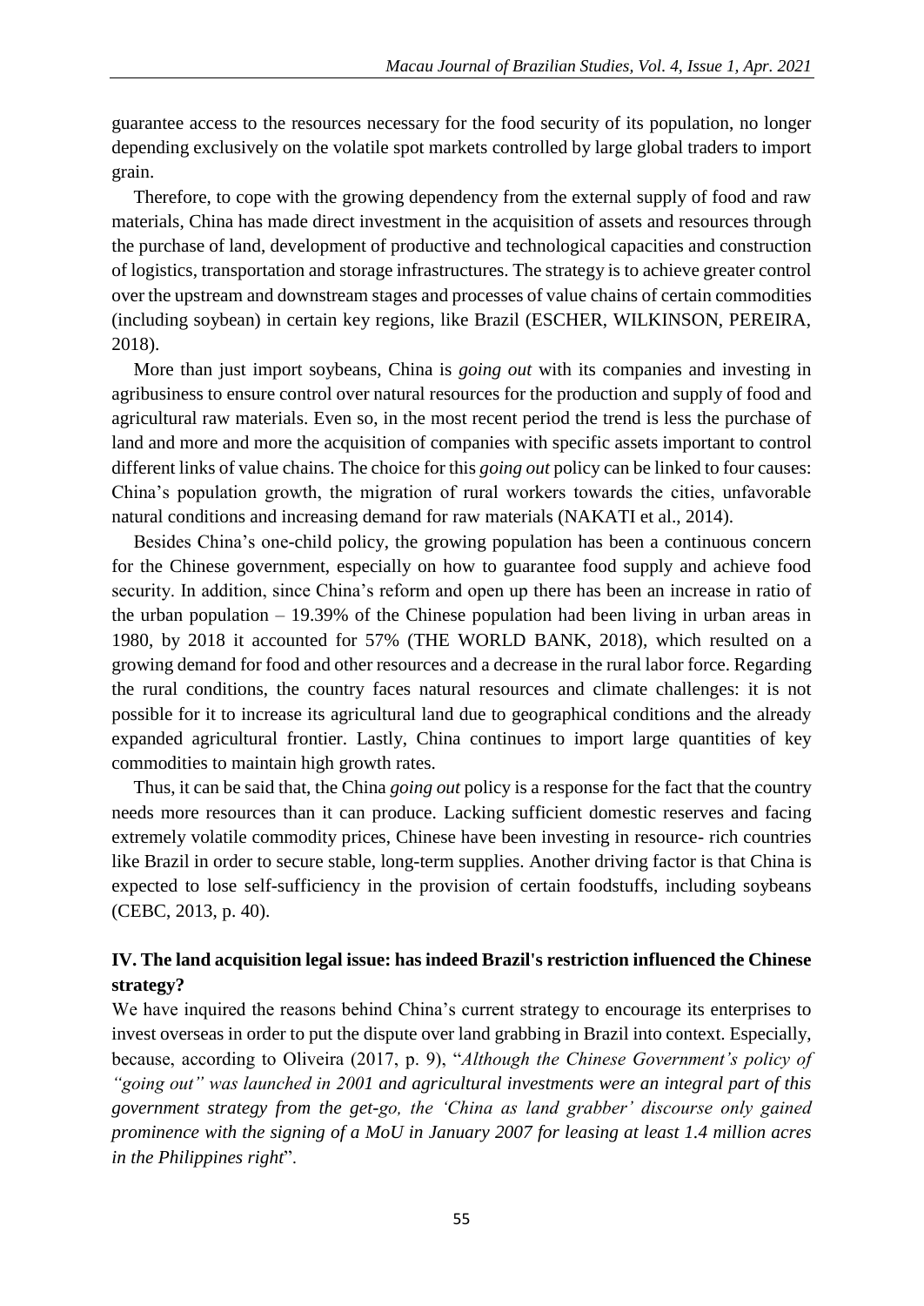guarantee access to the resources necessary for the food security of its population, no longer depending exclusively on the volatile spot markets controlled by large global traders to import grain.

Therefore, to cope with the growing dependency from the external supply of food and raw materials, China has made direct investment in the acquisition of assets and resources through the purchase of land, development of productive and technological capacities and construction of logistics, transportation and storage infrastructures. The strategy is to achieve greater control over the upstream and downstream stages and processes of value chains of certain commodities (including soybean) in certain key regions, like Brazil (ESCHER, WILKINSON, PEREIRA, 2018).

More than just import soybeans, China is *going out* with its companies and investing in agribusiness to ensure control over natural resources for the production and supply of food and agricultural raw materials. Even so, in the most recent period the trend is less the purchase of land and more and more the acquisition of companies with specific assets important to control different links of value chains. The choice for this *going out* policy can be linked to four causes: China's population growth, the migration of rural workers towards the cities, unfavorable natural conditions and increasing demand for raw materials (NAKATI et al., 2014).

Besides China's one-child policy, the growing population has been a continuous concern for the Chinese government, especially on how to guarantee food supply and achieve food security. In addition, since China's reform and open up there has been an increase in ratio of the urban population – 19.39% of the Chinese population had been living in urban areas in 1980, by 2018 it accounted for 57% (THE WORLD BANK, 2018), which resulted on a growing demand for food and other resources and a decrease in the rural labor force. Regarding the rural conditions, the country faces natural resources and climate challenges: it is not possible for it to increase its agricultural land due to geographical conditions and the already expanded agricultural frontier. Lastly, China continues to import large quantities of key commodities to maintain high growth rates.

Thus, it can be said that, the China *going out* policy is a response for the fact that the country needs more resources than it can produce. Lacking sufficient domestic reserves and facing extremely volatile commodity prices, Chinese have been investing in resource- rich countries like Brazil in order to secure stable, long-term supplies. Another driving factor is that China is expected to lose self-sufficiency in the provision of certain foodstuffs, including soybeans (CEBC, 2013, p. 40).

## IV. The land acquisition legal issue: has indeed Brazil's restriction influenced the Chinese strategy?

We have inquired the reasons behind China's current strategy to encourage its enterprises to invest overseas in order to put the dispute over land grabbing in Brazil into context. Especially, because, according to Oliveira (2017, p. 9), "*Although the Chinese Government's policy of "going out" was launched in 2001 and agricultural investments were an integral part of this government strategy from the get-go, the 'China as land grabber' discourse only gained prominence with the signing of a MoU in January 2007 for leasing at least 1.4 million acres in the Philippines right*".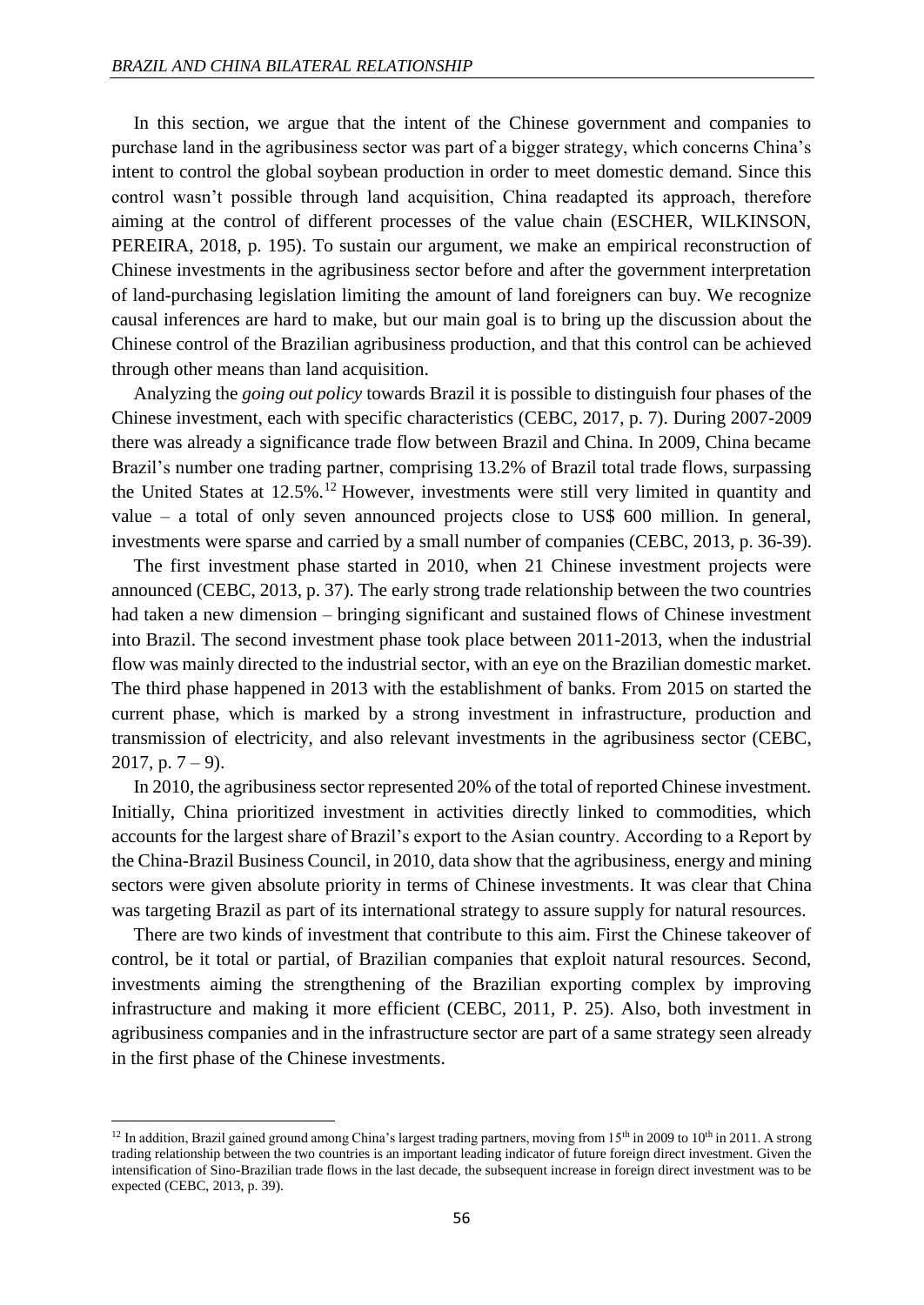In this section, we argue that the intent of the Chinese government and companies to purchase land in the agribusiness sector was part of a bigger strategy, which concerns China's intent to control the global soybean production in order to meet domestic demand. Since this control wasn't possible through land acquisition, China readapted its approach, therefore aiming at the control of different processes of the value chain (ESCHER, WILKINSON, PEREIRA, 2018, p. 195). To sustain our argument, we make an empirical reconstruction of Chinese investments in the agribusiness sector before and after the government interpretation of land-purchasing legislation limiting the amount of land foreigners can buy. We recognize causal inferences are hard to make, but our main goal is to bring up the discussion about the Chinese control of the Brazilian agribusiness production, and that this control can be achieved through other means than land acquisition.

Analyzing the *going out policy* towards Brazil it is possible to distinguish four phases of the Chinese investment, each with specific characteristics (CEBC, 2017, p. 7). During 2007-2009 there was already a significance trade flow between Brazil and China. In 2009, China became Brazil's number one trading partner, comprising 13.2% of Brazil total trade flows, surpassing the United States at 12.5%.[12] However, investments were still very limited in quantity and value – a total of only seven announced projects close to US$ 600 million. In general, investments were sparse and carried by a small number of companies (CEBC, 2013, p. 36-39).

The first investment phase started in 2010, when 21 Chinese investment projects were announced (CEBC, 2013, p. 37). The early strong trade relationship between the two countries had taken a new dimension – bringing significant and sustained flows of Chinese investment into Brazil. The second investment phase took place between 2011-2013, when the industrial flow was mainly directed to the industrial sector, with an eye on the Brazilian domestic market. The third phase happened in 2013 with the establishment of banks. From 2015 on started the current phase, which is marked by a strong investment in infrastructure, production and transmission of electricity, and also relevant investments in the agribusiness sector (CEBC, 2017, p. 7 – 9).

In 2010, the agribusiness sector represented 20% of the total of reported Chinese investment. Initially, China prioritized investment in activities directly linked to commodities, which accounts for the largest share of Brazil's export to the Asian country. According to a Report by the China-Brazil Business Council, in 2010, data show that the agribusiness, energy and mining sectors were given absolute priority in terms of Chinese investments. It was clear that China was targeting Brazil as part of its international strategy to assure supply for natural resources.

There are two kinds of investment that contribute to this aim. First the Chinese takeover of control, be it total or partial, of Brazilian companies that exploit natural resources. Second, investments aiming the strengthening of the Brazilian exporting complex by improving infrastructure and making it more efficient (CEBC, 2011, P. 25). Also, both investment in agribusiness companies and in the infrastructure sector are part of a same strategy seen already in the first phase of the Chinese investments.

---

[12] In addition, Brazil gained ground among China's largest trading partners, moving from 15th in 2009 to 10th in 2011. A strong trading relationship between the two countries is an important leading indicator of future foreign direct investment. Given the intensification of Sino-Brazilian trade flows in the last decade, the subsequent increase in foreign direct investment was to be expected (CEBC, 2013, p. 39).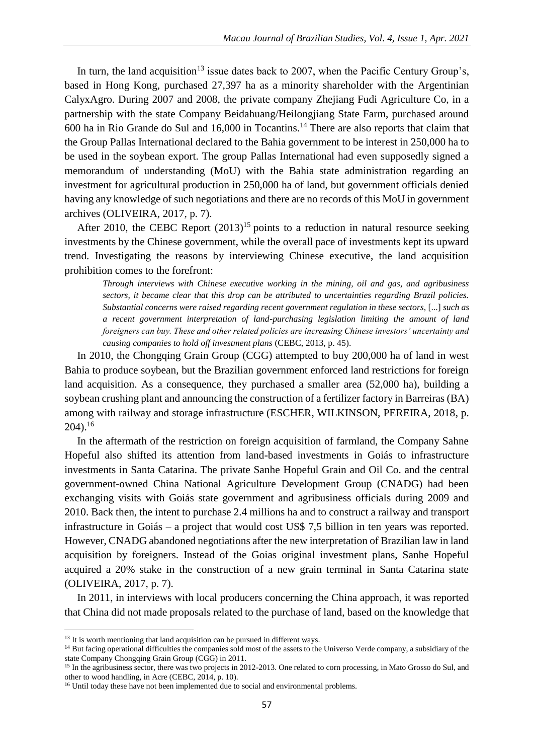In turn, the land acquisition[13] issue dates back to 2007, when the Pacific Century Group's, based in Hong Kong, purchased 27,397 ha as a minority shareholder with the Argentinian CalyxAgro. During 2007 and 2008, the private company Zhejiang Fudi Agriculture Co, in a partnership with the state Company Beidahuang/Heilongjiang State Farm, purchased around 600 ha in Rio Grande do Sul and 16,000 in Tocantins.[14] There are also reports that claim that the Group Pallas International declared to the Bahia government to be interest in 250,000 ha to be used in the soybean export. The group Pallas International had even supposedly signed a memorandum of understanding (MoU) with the Bahia state administration regarding an investment for agricultural production in 250,000 ha of land, but government officials denied having any knowledge of such negotiations and there are no records of this MoU in government archives (OLIVEIRA, 2017, p. 7).

After 2010, the CEBC Report (2013)[15] points to a reduction in natural resource seeking investments by the Chinese government, while the overall pace of investments kept its upward trend. Investigating the reasons by interviewing Chinese executive, the land acquisition prohibition comes to the forefront:

> *Through interviews with Chinese executive working in the mining, oil and gas, and agribusiness sectors, it became clear that this drop can be attributed to uncertainties regarding Brazil policies. Substantial concerns were raised regarding recent government regulation in these sectors,* [...] *such as a recent government interpretation of land-purchasing legislation limiting the amount of land foreigners can buy. These and other related policies are increasing Chinese investors' uncertainty and causing companies to hold off investment plans* (CEBC, 2013, p. 45).

In 2010, the Chongqing Grain Group (CGG) attempted to buy 200,000 ha of land in west Bahia to produce soybean, but the Brazilian government enforced land restrictions for foreign land acquisition. As a consequence, they purchased a smaller area (52,000 ha), building a soybean crushing plant and announcing the construction of a fertilizer factory in Barreiras (BA) among with railway and storage infrastructure (ESCHER, WILKINSON, PEREIRA, 2018, p. 204).[16]

In the aftermath of the restriction on foreign acquisition of farmland, the Company Sahne Hopeful also shifted its attention from land-based investments in Goiás to infrastructure investments in Santa Catarina. The private Sanhe Hopeful Grain and Oil Co. and the central government-owned China National Agriculture Development Group (CNADG) had been exchanging visits with Goiás state government and agribusiness officials during 2009 and 2010. Back then, the intent to purchase 2.4 millions ha and to construct a railway and transport infrastructure in Goiás – a project that would cost US$ 7,5 billion in ten years was reported. However, CNADG abandoned negotiations after the new interpretation of Brazilian law in land acquisition by foreigners. Instead of the Goias original investment plans, Sanhe Hopeful acquired a 20% stake in the construction of a new grain terminal in Santa Catarina state (OLIVEIRA, 2017, p. 7).

In 2011, in interviews with local producers concerning the China approach, it was reported that China did not made proposals related to the purchase of land, based on the knowledge that

---

[13] It is worth mentioning that land acquisition can be pursued in different ways.

[14] But facing operational difficulties the companies sold most of the assets to the Universo Verde company, a subsidiary of the state Company Chongqing Grain Group (CGG) in 2011.

[15] In the agribusiness sector, there was two projects in 2012-2013. One related to corn processing, in Mato Grosso do Sul, and other to wood handling, in Acre (CEBC, 2014, p. 10).

[16] Until today these have not been implemented due to social and environmental problems.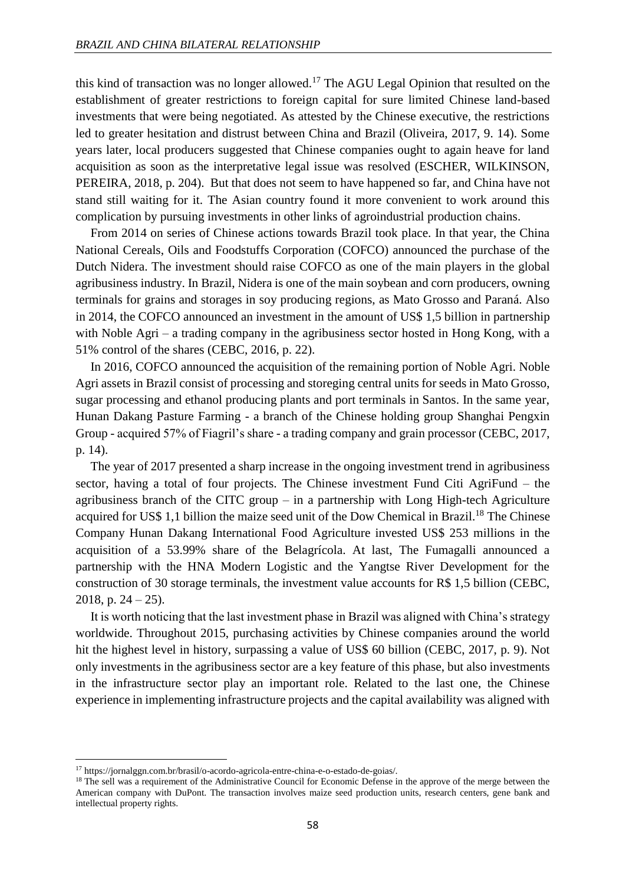this kind of transaction was no longer allowed.[17] The AGU Legal Opinion that resulted on the establishment of greater restrictions to foreign capital for sure limited Chinese land-based investments that were being negotiated. As attested by the Chinese executive, the restrictions led to greater hesitation and distrust between China and Brazil (Oliveira, 2017, 9. 14). Some years later, local producers suggested that Chinese companies ought to again heave for land acquisition as soon as the interpretative legal issue was resolved (ESCHER, WILKINSON, PEREIRA, 2018, p. 204). But that does not seem to have happened so far, and China have not stand still waiting for it. The Asian country found it more convenient to work around this complication by pursuing investments in other links of agroindustrial production chains.

From 2014 on series of Chinese actions towards Brazil took place. In that year, the China National Cereals, Oils and Foodstuffs Corporation (COFCO) announced the purchase of the Dutch Nidera. The investment should raise COFCO as one of the main players in the global agribusiness industry. In Brazil, Nidera is one of the main soybean and corn producers, owning terminals for grains and storages in soy producing regions, as Mato Grosso and Paraná. Also in 2014, the COFCO announced an investment in the amount of US$ 1,5 billion in partnership with Noble Agri – a trading company in the agribusiness sector hosted in Hong Kong, with a 51% control of the shares (CEBC, 2016, p. 22).

In 2016, COFCO announced the acquisition of the remaining portion of Noble Agri. Noble Agri assets in Brazil consist of processing and storeging central units for seeds in Mato Grosso, sugar processing and ethanol producing plants and port terminals in Santos. In the same year, Hunan Dakang Pasture Farming - a branch of the Chinese holding group Shanghai Pengxin Group - acquired 57% of Fiagril's share - a trading company and grain processor (CEBC, 2017, p. 14).

The year of 2017 presented a sharp increase in the ongoing investment trend in agribusiness sector, having a total of four projects. The Chinese investment Fund Citi AgriFund – the agribusiness branch of the CITC group – in a partnership with Long High-tech Agriculture acquired for US$ 1,1 billion the maize seed unit of the Dow Chemical in Brazil.[18] The Chinese Company Hunan Dakang International Food Agriculture invested US$ 253 millions in the acquisition of a 53.99% share of the Belagrícola. At last, The Fumagalli announced a partnership with the HNA Modern Logistic and the Yangtse River Development for the construction of 30 storage terminals, the investment value accounts for R$ 1,5 billion (CEBC, 2018, p. 24 – 25).

It is worth noticing that the last investment phase in Brazil was aligned with China's strategy worldwide. Throughout 2015, purchasing activities by Chinese companies around the world hit the highest level in history, surpassing a value of US$ 60 billion (CEBC, 2017, p. 9). Not only investments in the agribusiness sector are a key feature of this phase, but also investments in the infrastructure sector play an important role. Related to the last one, the Chinese experience in implementing infrastructure projects and the capital availability was aligned with

---

[17] https://jornalggn.com.br/brasil/o-acordo-agricola-entre-china-e-o-estado-de-goias/.

[18] The sell was a requirement of the Administrative Council for Economic Defense in the approve of the merge between the American company with DuPont. The transaction involves maize seed production units, research centers, gene bank and intellectual property rights.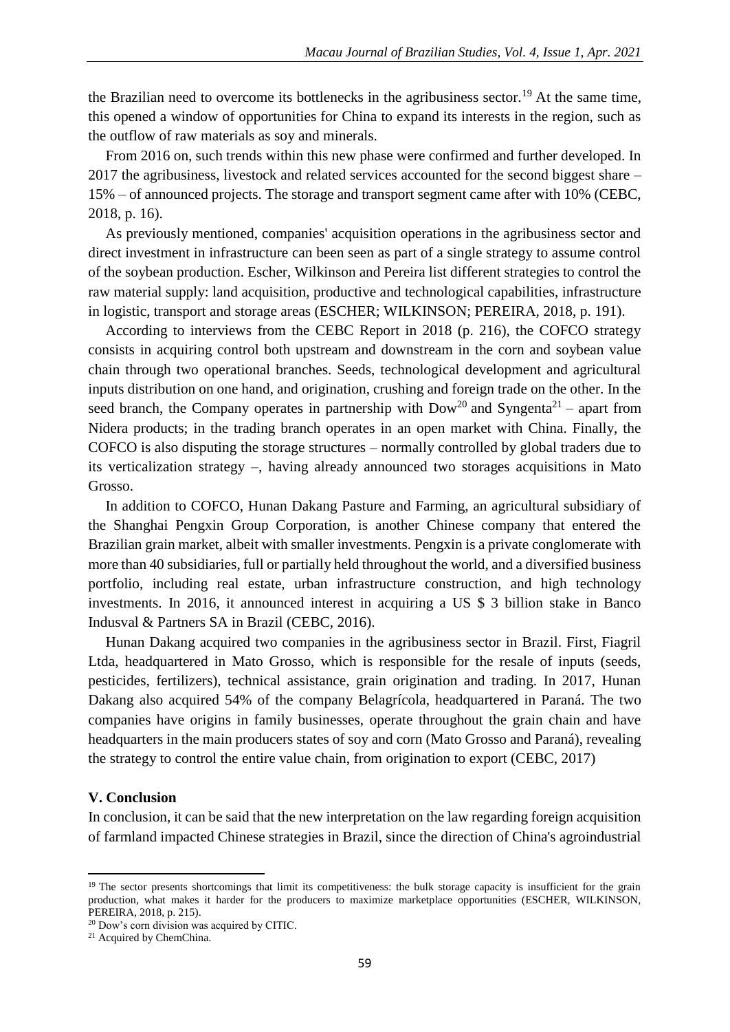the Brazilian need to overcome its bottlenecks in the agribusiness sector.[19] At the same time, this opened a window of opportunities for China to expand its interests in the region, such as the outflow of raw materials as soy and minerals.

From 2016 on, such trends within this new phase were confirmed and further developed. In 2017 the agribusiness, livestock and related services accounted for the second biggest share – 15% – of announced projects. The storage and transport segment came after with 10% (CEBC, 2018, p. 16).

As previously mentioned, companies' acquisition operations in the agribusiness sector and direct investment in infrastructure can been seen as part of a single strategy to assume control of the soybean production. Escher, Wilkinson and Pereira list different strategies to control the raw material supply: land acquisition, productive and technological capabilities, infrastructure in logistic, transport and storage areas (ESCHER; WILKINSON; PEREIRA, 2018, p. 191).

According to interviews from the CEBC Report in 2018 (p. 216), the COFCO strategy consists in acquiring control both upstream and downstream in the corn and soybean value chain through two operational branches. Seeds, technological development and agricultural inputs distribution on one hand, and origination, crushing and foreign trade on the other. In the seed branch, the Company operates in partnership with Dow[20] and Syngenta[21] – apart from Nidera products; in the trading branch operates in an open market with China. Finally, the COFCO is also disputing the storage structures – normally controlled by global traders due to its verticalization strategy –, having already announced two storages acquisitions in Mato Grosso.

In addition to COFCO, Hunan Dakang Pasture and Farming, an agricultural subsidiary of the Shanghai Pengxin Group Corporation, is another Chinese company that entered the Brazilian grain market, albeit with smaller investments. Pengxin is a private conglomerate with more than 40 subsidiaries, full or partially held throughout the world, and a diversified business portfolio, including real estate, urban infrastructure construction, and high technology investments. In 2016, it announced interest in acquiring a US $ 3 billion stake in Banco Indusval & Partners SA in Brazil (CEBC, 2016).

Hunan Dakang acquired two companies in the agribusiness sector in Brazil. First, Fiagril Ltda, headquartered in Mato Grosso, which is responsible for the resale of inputs (seeds, pesticides, fertilizers), technical assistance, grain origination and trading. In 2017, Hunan Dakang also acquired 54% of the company Belagrícola, headquartered in Paraná. The two companies have origins in family businesses, operate throughout the grain chain and have headquarters in the main producers states of soy and corn (Mato Grosso and Paraná), revealing the strategy to control the entire value chain, from origination to export (CEBC, 2017)

## V. Conclusion

In conclusion, it can be said that the new interpretation on the law regarding foreign acquisition of farmland impacted Chinese strategies in Brazil, since the direction of China's agroindustrial

---

[19] The sector presents shortcomings that limit its competitiveness: the bulk storage capacity is insufficient for the grain production, what makes it harder for the producers to maximize marketplace opportunities (ESCHER, WILKINSON, PEREIRA, 2018, p. 215).

[20] Dow's corn division was acquired by CITIC.

[21] Acquired by ChemChina.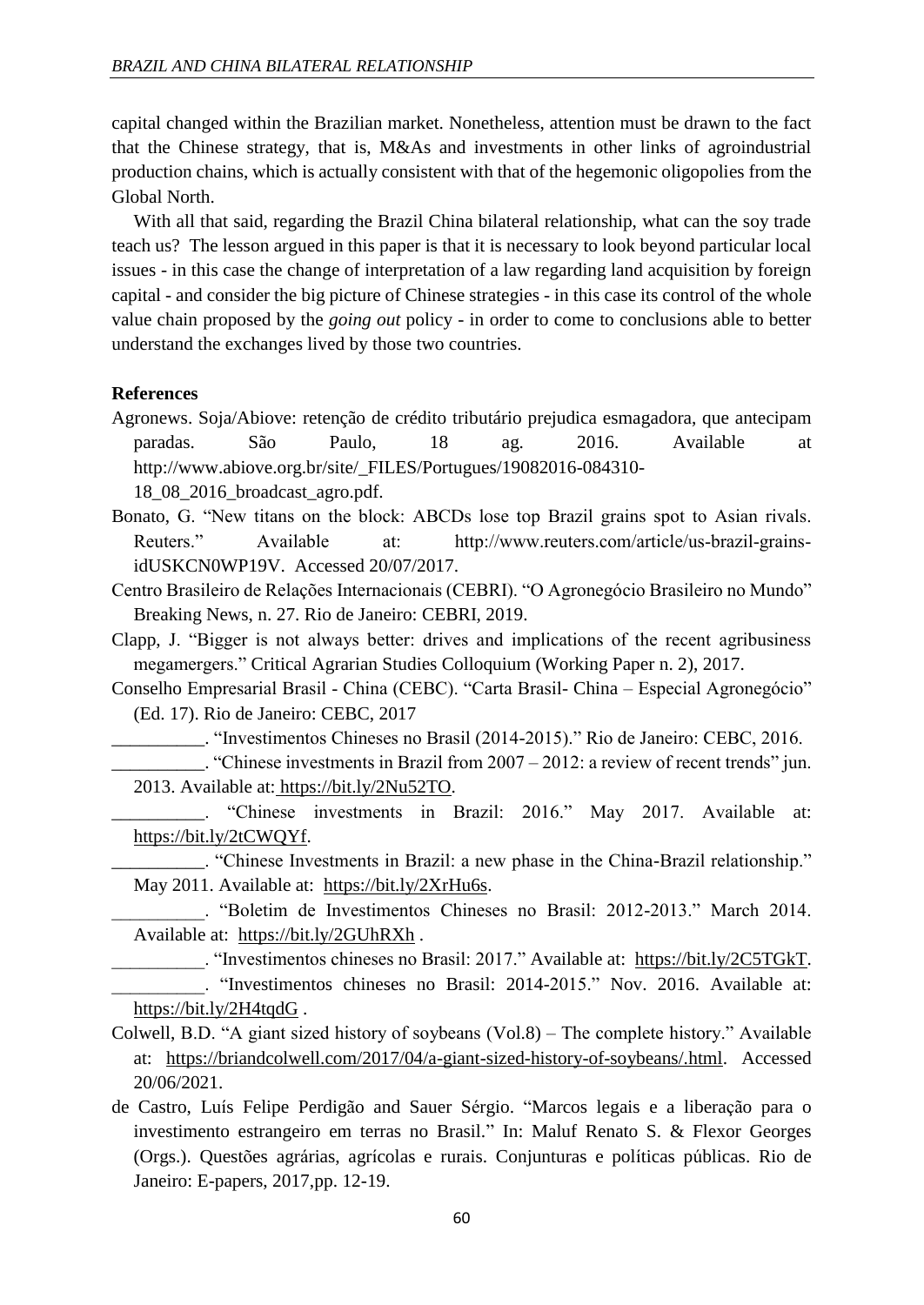capital changed within the Brazilian market. Nonetheless, attention must be drawn to the fact that the Chinese strategy, that is, M&As and investments in other links of agroindustrial production chains, which is actually consistent with that of the hegemonic oligopolies from the Global North.

With all that said, regarding the Brazil China bilateral relationship, what can the soy trade teach us? The lesson argued in this paper is that it is necessary to look beyond particular local issues - in this case the change of interpretation of a law regarding land acquisition by foreign capital - and consider the big picture of Chinese strategies - in this case its control of the whole value chain proposed by the *going out* policy - in order to come to conclusions able to better understand the exchanges lived by those two countries.

**References**

Agronews. Soja/Abiove: retenção de crédito tributário prejudica esmagadora, que antecipam paradas. São Paulo, 18 ag. 2016. Available at http://www.abiove.org.br/site/_FILES/Portugues/19082016-084310-18_08_2016_broadcast_agro.pdf.

Bonato, G. "New titans on the block: ABCDs lose top Brazil grains spot to Asian rivals. Reuters." Available at: http://www.reuters.com/article/us-brazil-grains-idUSKCN0WP19V. Accessed 20/07/2017.

Centro Brasileiro de Relações Internacionais (CEBRI). "O Agronegócio Brasileiro no Mundo" Breaking News, n. 27. Rio de Janeiro: CEBRI, 2019.

Clapp, J. "Bigger is not always better: drives and implications of the recent agribusiness megamergers." Critical Agrarian Studies Colloquium (Working Paper n. 2), 2017.

Conselho Empresarial Brasil - China (CEBC). "Carta Brasil- China – Especial Agronegócio" (Ed. 17). Rio de Janeiro: CEBC, 2017

__________. "Investimentos Chineses no Brasil (2014-2015)." Rio de Janeiro: CEBC, 2016.

__________. "Chinese investments in Brazil from 2007 – 2012: a review of recent trends" jun. 2013. Available at: https://bit.ly/2Nu52TO.

__________. "Chinese investments in Brazil: 2016." May 2017. Available at: https://bit.ly/2tCWQYf.

__________. "Chinese Investments in Brazil: a new phase in the China-Brazil relationship." May 2011. Available at: https://bit.ly/2XrHu6s.

__________. "Boletim de Investimentos Chineses no Brasil: 2012-2013." March 2014. Available at: https://bit.ly/2GUhRXh .

__________. "Investimentos chineses no Brasil: 2017." Available at: https://bit.ly/2C5TGkT.

__________. "Investimentos chineses no Brasil: 2014-2015." Nov. 2016. Available at: https://bit.ly/2H4tqdG .

Colwell, B.D. "A giant sized history of soybeans (Vol.8) – The complete history." Available at: https://briandcolwell.com/2017/04/a-giant-sized-history-of-soybeans/.html. Accessed 20/06/2021.

de Castro, Luís Felipe Perdigão and Sauer Sérgio. "Marcos legais e a liberação para o investimento estrangeiro em terras no Brasil." In: Maluf Renato S. & Flexor Georges (Orgs.). Questões agrárias, agrícolas e rurais. Conjunturas e políticas públicas. Rio de Janeiro: E-papers, 2017,pp. 12-19.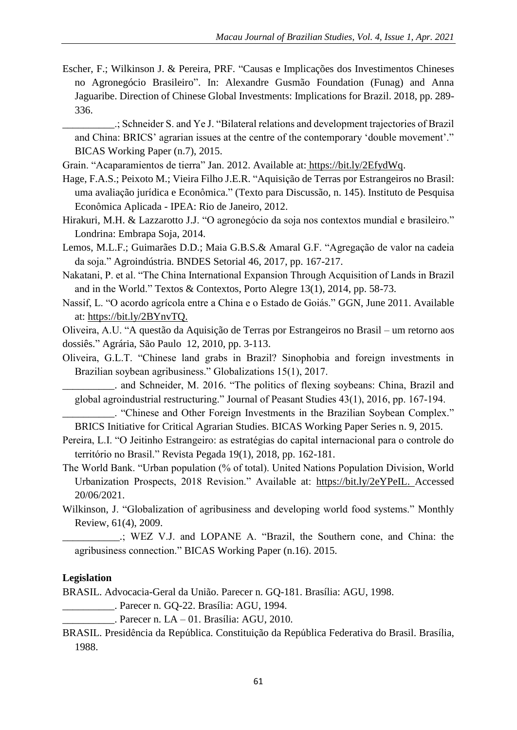Escher, F.; Wilkinson J. & Pereira, PRF. “Causas e Implicações dos Investimentos Chineses no Agronegócio Brasileiro”. In: Alexandre Gusmão Foundation (Funag) and Anna Jaguaribe. Direction of Chinese Global Investments: Implications for Brazil. 2018, pp. 289-336.

__________.; Schneider S. and Ye J. “Bilateral relations and development trajectories of Brazil and China: BRICS’ agrarian issues at the centre of the contemporary ‘double movement’.” BICAS Working Paper (n.7), 2015.

Grain. “Acaparamientos de tierra” Jan. 2012. Available at: https://bit.ly/2EfydWq.

Hage, F.A.S.; Peixoto M.; Vieira Filho J.E.R. “Aquisição de Terras por Estrangeiros no Brasil: uma avaliação jurídica e Econômica.” (Texto para Discussão, n. 145). Instituto de Pesquisa Econômica Aplicada - IPEA: Rio de Janeiro, 2012.

Hirakuri, M.H. & Lazzarotto J.J. “O agronegócio da soja nos contextos mundial e brasileiro.” Londrina: Embrapa Soja, 2014.

Lemos, M.L.F.; Guimarães D.D.; Maia G.B.S.& Amaral G.F. “Agregação de valor na cadeia da soja.” Agroindústria. BNDES Setorial 46, 2017, pp. 167-217.

Nakatani, P. et al. “The China International Expansion Through Acquisition of Lands in Brazil and in the World.” Textos & Contextos, Porto Alegre 13(1), 2014, pp. 58-73.

Nassif, L. “O acordo agrícola entre a China e o Estado de Goiás.” GGN, June 2011. Available at: https://bit.ly/2BYnvTQ.

Oliveira, A.U. “A questão da Aquisição de Terras por Estrangeiros no Brasil – um retorno aos dossiês.” Agrária, São Paulo 12, 2010, pp. 3-113.

Oliveira, G.L.T. “Chinese land grabs in Brazil? Sinophobia and foreign investments in Brazilian soybean agribusiness.” Globalizations 15(1), 2017.

__________. and Schneider, M. 2016. “The politics of flexing soybeans: China, Brazil and global agroindustrial restructuring.” Journal of Peasant Studies 43(1), 2016, pp. 167-194.

__________. “Chinese and Other Foreign Investments in the Brazilian Soybean Complex.” BRICS Initiative for Critical Agrarian Studies. BICAS Working Paper Series n. 9, 2015.

Pereira, L.I. “O Jeitinho Estrangeiro: as estratégias do capital internacional para o controle do território no Brasil.” Revista Pegada 19(1), 2018, pp. 162-181.

The World Bank. “Urban population (% of total). United Nations Population Division, World Urbanization Prospects, 2018 Revision.” Available at: https://bit.ly/2eYPeIL. Accessed 20/06/2021.

Wilkinson, J. “Globalization of agribusiness and developing world food systems.” Monthly Review, 61(4), 2009.

___________.; WEZ V.J. and LOPANE A. “Brazil, the Southern cone, and China: the agribusiness connection.” BICAS Working Paper (n.16). 2015.

**Legislation**

BRASIL. Advocacia-Geral da União. Parecer n. GQ-181. Brasília: AGU, 1998.

__________. Parecer n. GQ-22. Brasília: AGU, 1994.

__________. Parecer n. LA – 01. Brasília: AGU, 2010.

BRASIL. Presidência da República. Constituição da República Federativa do Brasil. Brasília, 1988.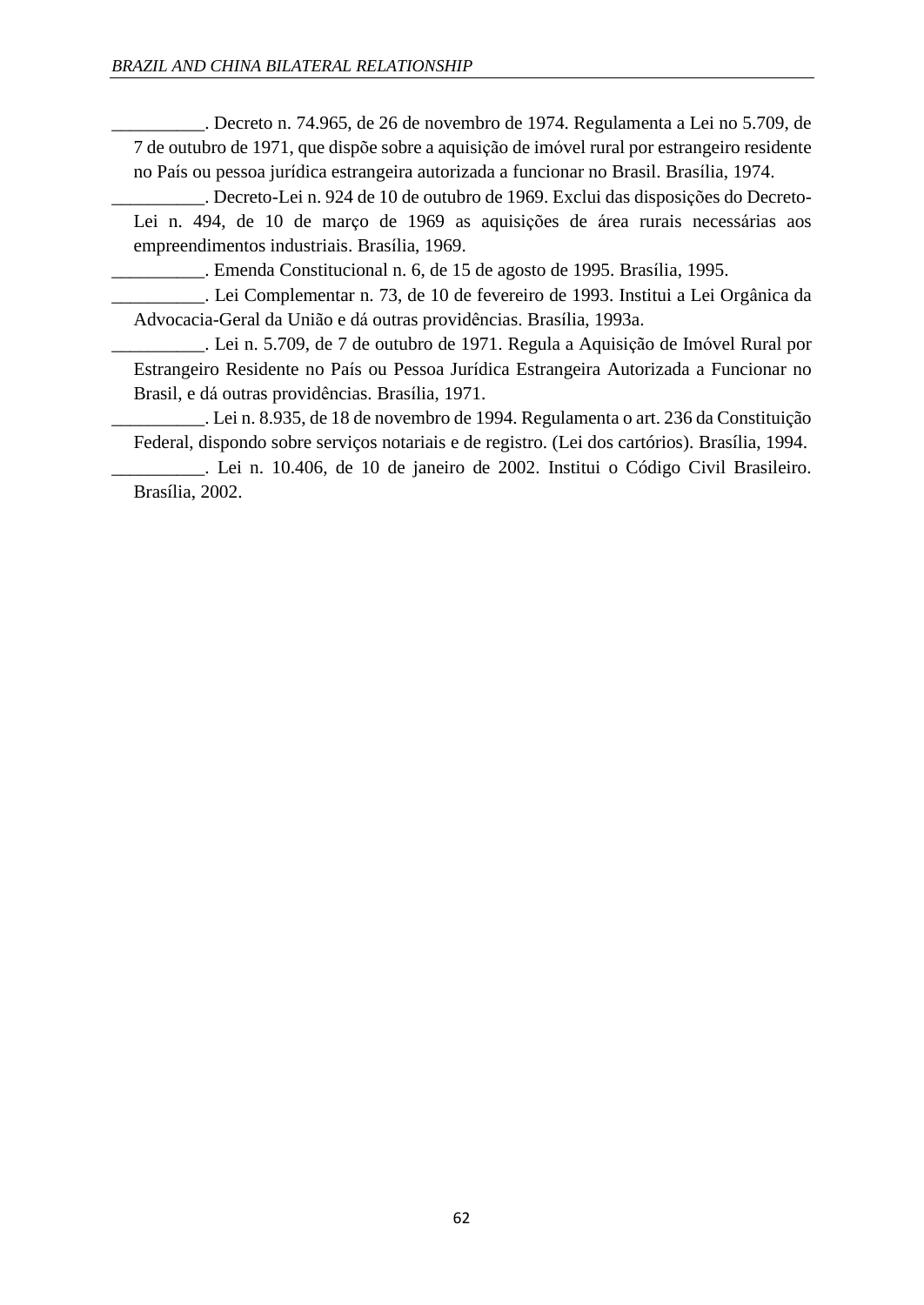__________. Decreto n. 74.965, de 26 de novembro de 1974. Regulamenta a Lei no 5.709, de 7 de outubro de 1971, que dispõe sobre a aquisição de imóvel rural por estrangeiro residente no País ou pessoa jurídica estrangeira autorizada a funcionar no Brasil. Brasília, 1974.

__________. Decreto-Lei n. 924 de 10 de outubro de 1969. Exclui das disposições do Decreto-Lei n. 494, de 10 de março de 1969 as aquisições de área rurais necessárias aos empreendimentos industriais. Brasília, 1969.

__________. Emenda Constitucional n. 6, de 15 de agosto de 1995. Brasília, 1995.

__________. Lei Complementar n. 73, de 10 de fevereiro de 1993. Institui a Lei Orgânica da Advocacia-Geral da União e dá outras providências. Brasília, 1993a.

__________. Lei n. 5.709, de 7 de outubro de 1971. Regula a Aquisição de Imóvel Rural por Estrangeiro Residente no País ou Pessoa Jurídica Estrangeira Autorizada a Funcionar no Brasil, e dá outras providências. Brasília, 1971.

__________. Lei n. 8.935, de 18 de novembro de 1994. Regulamenta o art. 236 da Constituição Federal, dispondo sobre serviços notariais e de registro. (Lei dos cartórios). Brasília, 1994.

__________. Lei n. 10.406, de 10 de janeiro de 2002. Institui o Código Civil Brasileiro. Brasília, 2002.